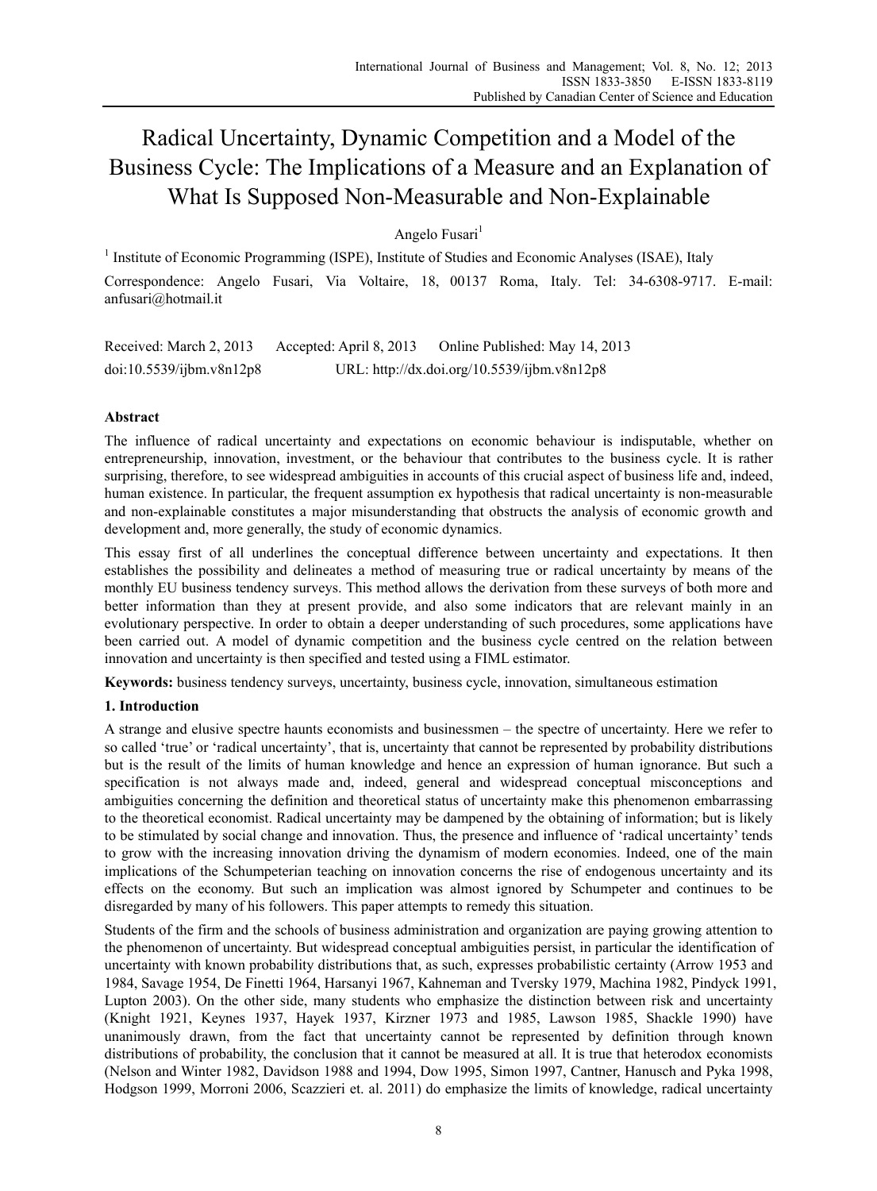# Radical Uncertainty, Dynamic Competition and a Model of the Business Cycle: The Implications of a Measure and an Explanation of What Is Supposed Non-Measurable and Non-Explainable

Angelo Fusari[1]

[1] Institute of Economic Programming (ISPE), Institute of Studies and Economic Analyses (ISAE), Italy

Correspondence: Angelo Fusari, Via Voltaire, 18, 00137 Roma, Italy. Tel: 34-6308-9717. E-mail: anfusari@hotmail.it

Received: March 2, 2013 Accepted: April 8, 2013 Online Published: May 14, 2013

doi:10.5539/ijbm.v8n12p8 URL: http://dx.doi.org/10.5539/ijbm.v8n12p8

## Abstract

The influence of radical uncertainty and expectations on economic behaviour is indisputable, whether on entrepreneurship, innovation, investment, or the behaviour that contributes to the business cycle. It is rather surprising, therefore, to see widespread ambiguities in accounts of this crucial aspect of business life and, indeed, human existence. In particular, the frequent assumption ex hypothesis that radical uncertainty is non-measurable and non-explainable constitutes a major misunderstanding that obstructs the analysis of economic growth and development and, more generally, the study of economic dynamics.

This essay first of all underlines the conceptual difference between uncertainty and expectations. It then establishes the possibility and delineates a method of measuring true or radical uncertainty by means of the monthly EU business tendency surveys. This method allows the derivation from these surveys of both more and better information than they at present provide, and also some indicators that are relevant mainly in an evolutionary perspective. In order to obtain a deeper understanding of such procedures, some applications have been carried out. A model of dynamic competition and the business cycle centred on the relation between innovation and uncertainty is then specified and tested using a FIML estimator.

**Keywords:** business tendency surveys, uncertainty, business cycle, innovation, simultaneous estimation

## 1. Introduction

A strange and elusive spectre haunts economists and businessmen – the spectre of uncertainty. Here we refer to so called 'true' or 'radical uncertainty', that is, uncertainty that cannot be represented by probability distributions but is the result of the limits of human knowledge and hence an expression of human ignorance. But such a specification is not always made and, indeed, general and widespread conceptual misconceptions and ambiguities concerning the definition and theoretical status of uncertainty make this phenomenon embarrassing to the theoretical economist. Radical uncertainty may be dampened by the obtaining of information; but is likely to be stimulated by social change and innovation. Thus, the presence and influence of 'radical uncertainty' tends to grow with the increasing innovation driving the dynamism of modern economies. Indeed, one of the main implications of the Schumpeterian teaching on innovation concerns the rise of endogenous uncertainty and its effects on the economy. But such an implication was almost ignored by Schumpeter and continues to be disregarded by many of his followers. This paper attempts to remedy this situation.

Students of the firm and the schools of business administration and organization are paying growing attention to the phenomenon of uncertainty. But widespread conceptual ambiguities persist, in particular the identification of uncertainty with known probability distributions that, as such, expresses probabilistic certainty (Arrow 1953 and 1984, Savage 1954, De Finetti 1964, Harsanyi 1967, Kahneman and Tversky 1979, Machina 1982, Pindyck 1991, Lupton 2003). On the other side, many students who emphasize the distinction between risk and uncertainty (Knight 1921, Keynes 1937, Hayek 1937, Kirzner 1973 and 1985, Lawson 1985, Shackle 1990) have unanimously drawn, from the fact that uncertainty cannot be represented by definition through known distributions of probability, the conclusion that it cannot be measured at all. It is true that heterodox economists (Nelson and Winter 1982, Davidson 1988 and 1994, Dow 1995, Simon 1997, Cantner, Hanusch and Pyka 1998, Hodgson 1999, Morroni 2006, Scazzieri et. al. 2011) do emphasize the limits of knowledge, radical uncertainty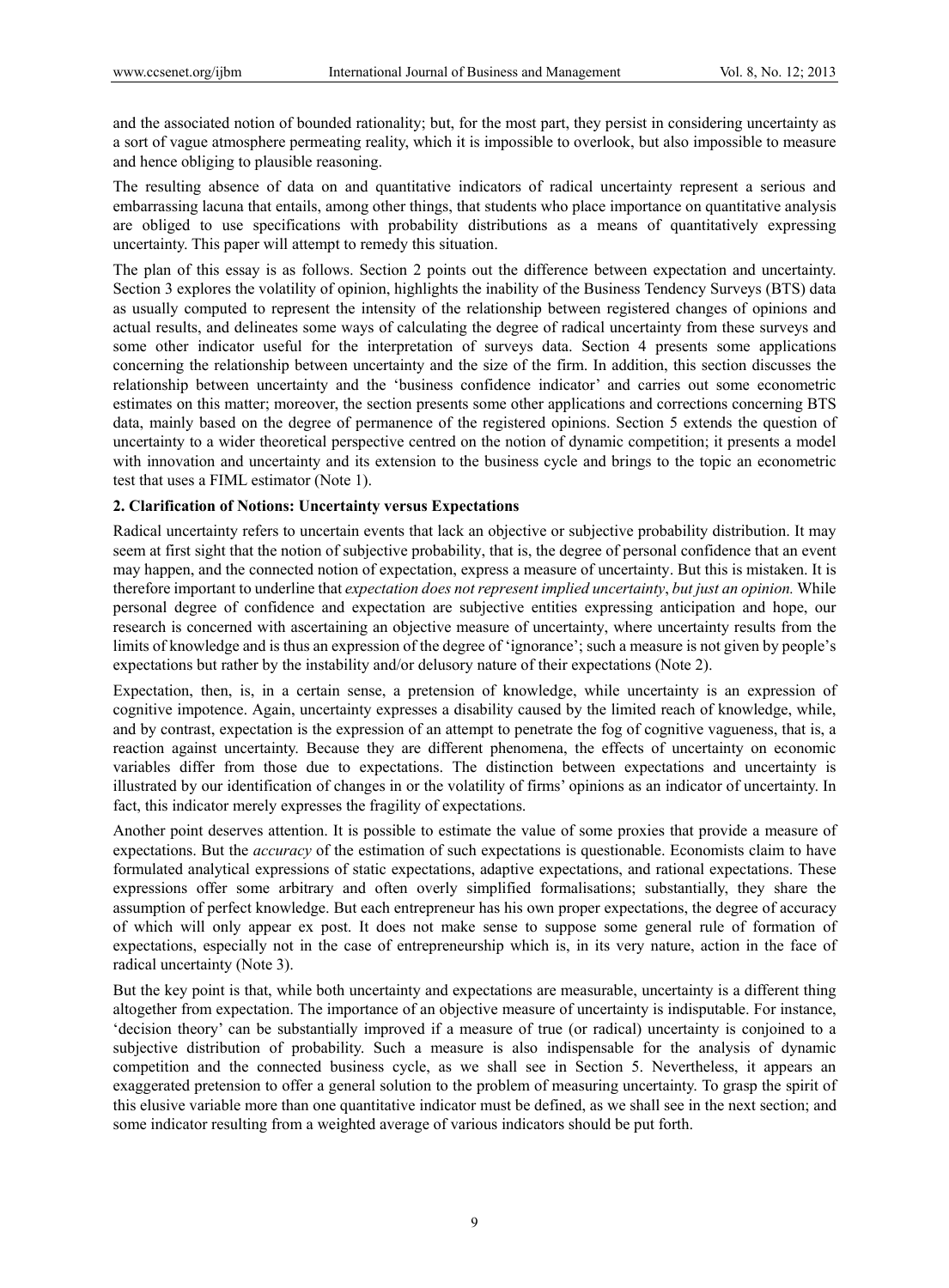and the associated notion of bounded rationality; but, for the most part, they persist in considering uncertainty as a sort of vague atmosphere permeating reality, which it is impossible to overlook, but also impossible to measure and hence obliging to plausible reasoning.

The resulting absence of data on and quantitative indicators of radical uncertainty represent a serious and embarrassing lacuna that entails, among other things, that students who place importance on quantitative analysis are obliged to use specifications with probability distributions as a means of quantitatively expressing uncertainty. This paper will attempt to remedy this situation.

The plan of this essay is as follows. Section 2 points out the difference between expectation and uncertainty. Section 3 explores the volatility of opinion, highlights the inability of the Business Tendency Surveys (BTS) data as usually computed to represent the intensity of the relationship between registered changes of opinions and actual results, and delineates some ways of calculating the degree of radical uncertainty from these surveys and some other indicator useful for the interpretation of surveys data. Section 4 presents some applications concerning the relationship between uncertainty and the size of the firm. In addition, this section discusses the relationship between uncertainty and the 'business confidence indicator' and carries out some econometric estimates on this matter; moreover, the section presents some other applications and corrections concerning BTS data, mainly based on the degree of permanence of the registered opinions. Section 5 extends the question of uncertainty to a wider theoretical perspective centred on the notion of dynamic competition; it presents a model with innovation and uncertainty and its extension to the business cycle and brings to the topic an econometric test that uses a FIML estimator (Note 1).

## 2. Clarification of Notions: Uncertainty versus Expectations

Radical uncertainty refers to uncertain events that lack an objective or subjective probability distribution. It may seem at first sight that the notion of subjective probability, that is, the degree of personal confidence that an event may happen, and the connected notion of expectation, express a measure of uncertainty. But this is mistaken. It is therefore important to underline that *expectation does not represent implied uncertainty*, *but just an opinion.* While personal degree of confidence and expectation are subjective entities expressing anticipation and hope, our research is concerned with ascertaining an objective measure of uncertainty, where uncertainty results from the limits of knowledge and is thus an expression of the degree of 'ignorance'; such a measure is not given by people's expectations but rather by the instability and/or delusory nature of their expectations (Note 2).

Expectation, then, is, in a certain sense, a pretension of knowledge, while uncertainty is an expression of cognitive impotence. Again, uncertainty expresses a disability caused by the limited reach of knowledge, while, and by contrast, expectation is the expression of an attempt to penetrate the fog of cognitive vagueness, that is, a reaction against uncertainty. Because they are different phenomena, the effects of uncertainty on economic variables differ from those due to expectations. The distinction between expectations and uncertainty is illustrated by our identification of changes in or the volatility of firms' opinions as an indicator of uncertainty. In fact, this indicator merely expresses the fragility of expectations.

Another point deserves attention. It is possible to estimate the value of some proxies that provide a measure of expectations. But the *accuracy* of the estimation of such expectations is questionable. Economists claim to have formulated analytical expressions of static expectations, adaptive expectations, and rational expectations. These expressions offer some arbitrary and often overly simplified formalisations; substantially, they share the assumption of perfect knowledge. But each entrepreneur has his own proper expectations, the degree of accuracy of which will only appear ex post. It does not make sense to suppose some general rule of formation of expectations, especially not in the case of entrepreneurship which is, in its very nature, action in the face of radical uncertainty (Note 3).

But the key point is that, while both uncertainty and expectations are measurable, uncertainty is a different thing altogether from expectation. The importance of an objective measure of uncertainty is indisputable. For instance, 'decision theory' can be substantially improved if a measure of true (or radical) uncertainty is conjoined to a subjective distribution of probability. Such a measure is also indispensable for the analysis of dynamic competition and the connected business cycle, as we shall see in Section 5. Nevertheless, it appears an exaggerated pretension to offer a general solution to the problem of measuring uncertainty. To grasp the spirit of this elusive variable more than one quantitative indicator must be defined, as we shall see in the next section; and some indicator resulting from a weighted average of various indicators should be put forth.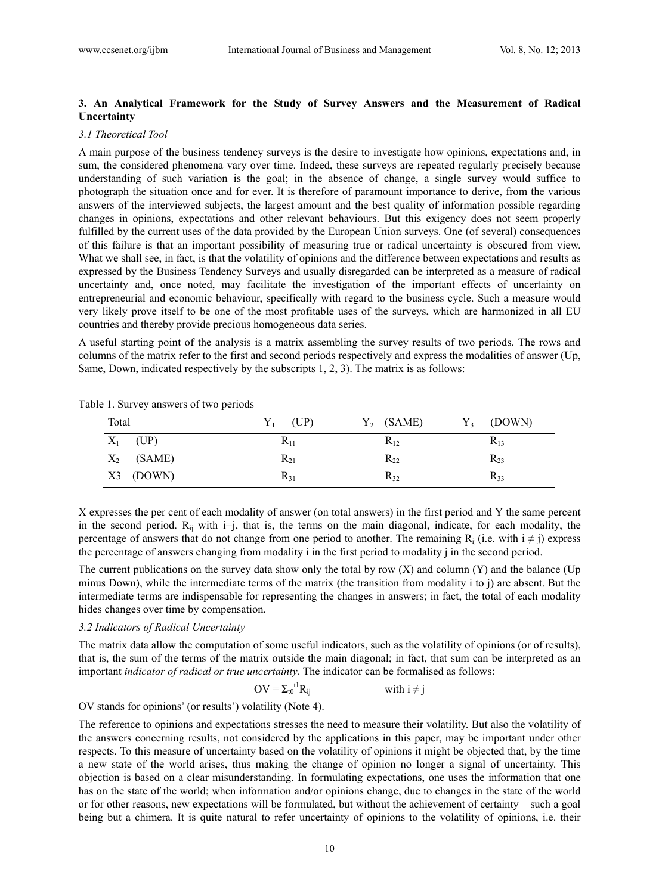## 3. An Analytical Framework for the Study of Survey Answers and the Measurement of Radical Uncertainty

### 3.1 Theoretical Tool

A main purpose of the business tendency surveys is the desire to investigate how opinions, expectations and, in sum, the considered phenomena vary over time. Indeed, these surveys are repeated regularly precisely because understanding of such variation is the goal; in the absence of change, a single survey would suffice to photograph the situation once and for ever. It is therefore of paramount importance to derive, from the various answers of the interviewed subjects, the largest amount and the best quality of information possible regarding changes in opinions, expectations and other relevant behaviours. But this exigency does not seem properly fulfilled by the current uses of the data provided by the European Union surveys. One (of several) consequences of this failure is that an important possibility of measuring true or radical uncertainty is obscured from view. What we shall see, in fact, is that the volatility of opinions and the difference between expectations and results as expressed by the Business Tendency Surveys and usually disregarded can be interpreted as a measure of radical uncertainty and, once noted, may facilitate the investigation of the important effects of uncertainty on entrepreneurial and economic behaviour, specifically with regard to the business cycle. Such a measure would very likely prove itself to be one of the most profitable uses of the surveys, which are harmonized in all EU countries and thereby provide precious homogeneous data series.

A useful starting point of the analysis is a matrix assembling the survey results of two periods. The rows and columns of the matrix refer to the first and second periods respectively and express the modalities of answer (Up, Same, Down, indicated respectively by the subscripts 1, 2, 3). The matrix is as follows:

Table 1. Survey answers of two periods

| Total | $Y_1$ (UP) | $Y_2$ (SAME) | $Y_3$ (DOWN) |
|---|---|---|---|
| $X_1$ (UP) | $R_{11}$ | $R_{12}$ | $R_{13}$ |
| $X_2$ (SAME) | $R_{21}$ | $R_{22}$ | $R_{23}$ |
| X3 (DOWN) | $R_{31}$ | $R_{32}$ | $R_{33}$ |

X expresses the per cent of each modality of answer (on total answers) in the first period and Y the same percent in the second period. $R_{ij}$ with i=j, that is, the terms on the main diagonal, indicate, for each modality, the percentage of answers that do not change from one period to another. The remaining $R_{ij}$ (i.e. with $i \neq j$) express the percentage of answers changing from modality i in the first period to modality j in the second period.

The current publications on the survey data show only the total by row (X) and column (Y) and the balance (Up minus Down), while the intermediate terms of the matrix (the transition from modality i to j) are absent. But the intermediate terms are indispensable for representing the changes in answers; in fact, the total of each modality hides changes over time by compensation.

### 3.2 Indicators of Radical Uncertainty

The matrix data allow the computation of some useful indicators, such as the volatility of opinions (or of results), that is, the sum of the terms of the matrix outside the main diagonal; in fact, that sum can be interpreted as an important *indicator of radical or true uncertainty*. The indicator can be formalised as follows:

$$OV = \Sigma_{t0}^{t1} R_{ij} \qquad \text{with } i \neq j$$

OV stands for opinions' (or results') volatility (Note 4).

The reference to opinions and expectations stresses the need to measure their volatility. But also the volatility of the answers concerning results, not considered by the applications in this paper, may be important under other respects. To this measure of uncertainty based on the volatility of opinions it might be objected that, by the time a new state of the world arises, thus making the change of opinion no longer a signal of uncertainty. This objection is based on a clear misunderstanding. In formulating expectations, one uses the information that one has on the state of the world; when information and/or opinions change, due to changes in the state of the world or for other reasons, new expectations will be formulated, but without the achievement of certainty – such a goal being but a chimera. It is quite natural to refer uncertainty of opinions to the volatility of opinions, i.e. their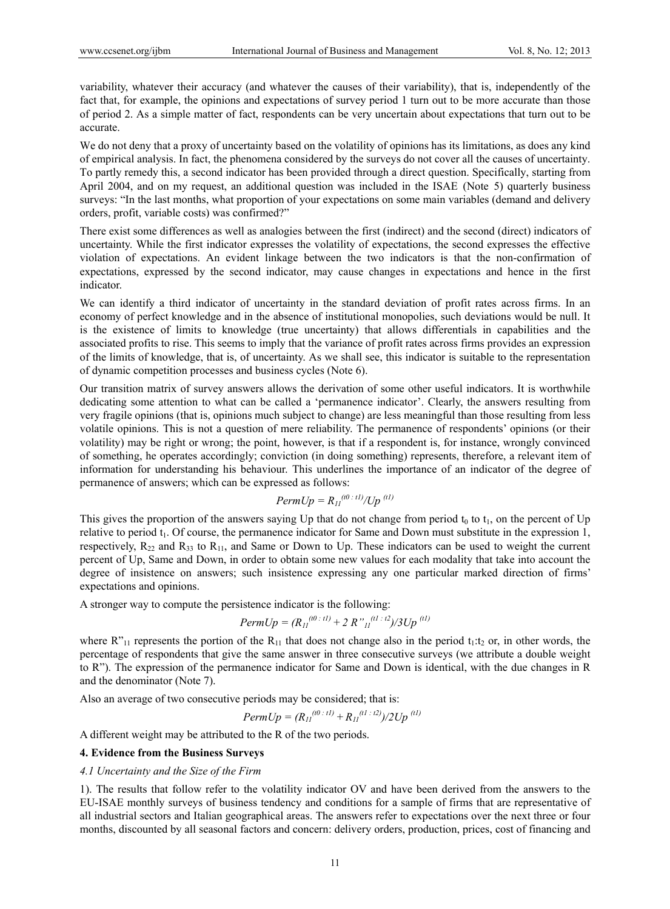variability, whatever their accuracy (and whatever the causes of their variability), that is, independently of the fact that, for example, the opinions and expectations of survey period 1 turn out to be more accurate than those of period 2. As a simple matter of fact, respondents can be very uncertain about expectations that turn out to be accurate.

We do not deny that a proxy of uncertainty based on the volatility of opinions has its limitations, as does any kind of empirical analysis. In fact, the phenomena considered by the surveys do not cover all the causes of uncertainty. To partly remedy this, a second indicator has been provided through a direct question. Specifically, starting from April 2004, and on my request, an additional question was included in the ISAE (Note 5) quarterly business surveys: "In the last months, what proportion of your expectations on some main variables (demand and delivery orders, profit, variable costs) was confirmed?"

There exist some differences as well as analogies between the first (indirect) and the second (direct) indicators of uncertainty. While the first indicator expresses the volatility of expectations, the second expresses the effective violation of expectations. An evident linkage between the two indicators is that the non-confirmation of expectations, expressed by the second indicator, may cause changes in expectations and hence in the first indicator.

We can identify a third indicator of uncertainty in the standard deviation of profit rates across firms. In an economy of perfect knowledge and in the absence of institutional monopolies, such deviations would be null. It is the existence of limits to knowledge (true uncertainty) that allows differentials in capabilities and the associated profits to rise. This seems to imply that the variance of profit rates across firms provides an expression of the limits of knowledge, that is, of uncertainty. As we shall see, this indicator is suitable to the representation of dynamic competition processes and business cycles (Note 6).

Our transition matrix of survey answers allows the derivation of some other useful indicators. It is worthwhile dedicating some attention to what can be called a 'permanence indicator'. Clearly, the answers resulting from very fragile opinions (that is, opinions much subject to change) are less meaningful than those resulting from less volatile opinions. This is not a question of mere reliability. The permanence of respondents' opinions (or their volatility) may be right or wrong; the point, however, is that if a respondent is, for instance, wrongly convinced of something, he operates accordingly; conviction (in doing something) represents, therefore, a relevant item of information for understanding his behaviour. This underlines the importance of an indicator of the degree of permanence of answers; which can be expressed as follows:

$$PermUp = R_{11}^{(t0:t1)}/Up^{(t1)}$$

This gives the proportion of the answers saying Up that do not change from period $t_0$ to $t_1$, on the percent of Up relative to period $t_1$. Of course, the permanence indicator for Same and Down must substitute in the expression 1, respectively, $R_{22}$ and $R_{33}$ to $R_{11}$, and Same or Down to Up. These indicators can be used to weight the current percent of Up, Same and Down, in order to obtain some new values for each modality that take into account the degree of insistence on answers; such insistence expressing any one particular marked direction of firms' expectations and opinions.

A stronger way to compute the persistence indicator is the following:

$$PermUp = (R_{11}^{(t0:t1)} + 2\,R''_{11}{}^{(t1:t2)})/3Up^{(t1)}$$

where $R''_{11}$ represents the portion of the $R_{11}$ that does not change also in the period $t_1$:$t_2$ or, in other words, the percentage of respondents that give the same answer in three consecutive surveys (we attribute a double weight to R"). The expression of the permanence indicator for Same and Down is identical, with the due changes in R and the denominator (Note 7).

Also an average of two consecutive periods may be considered; that is:

$$PermUp = (R_{11}^{(t0:t1)} + R_{11}^{(t1:t2)})/2Up^{(t1)}$$

A different weight may be attributed to the R of the two periods.

## 4. Evidence from the Business Surveys

### *4.1 Uncertainty and the Size of the Firm*

1). The results that follow refer to the volatility indicator OV and have been derived from the answers to the EU-ISAE monthly surveys of business tendency and conditions for a sample of firms that are representative of all industrial sectors and Italian geographical areas. The answers refer to expectations over the next three or four months, discounted by all seasonal factors and concern: delivery orders, production, prices, cost of financing and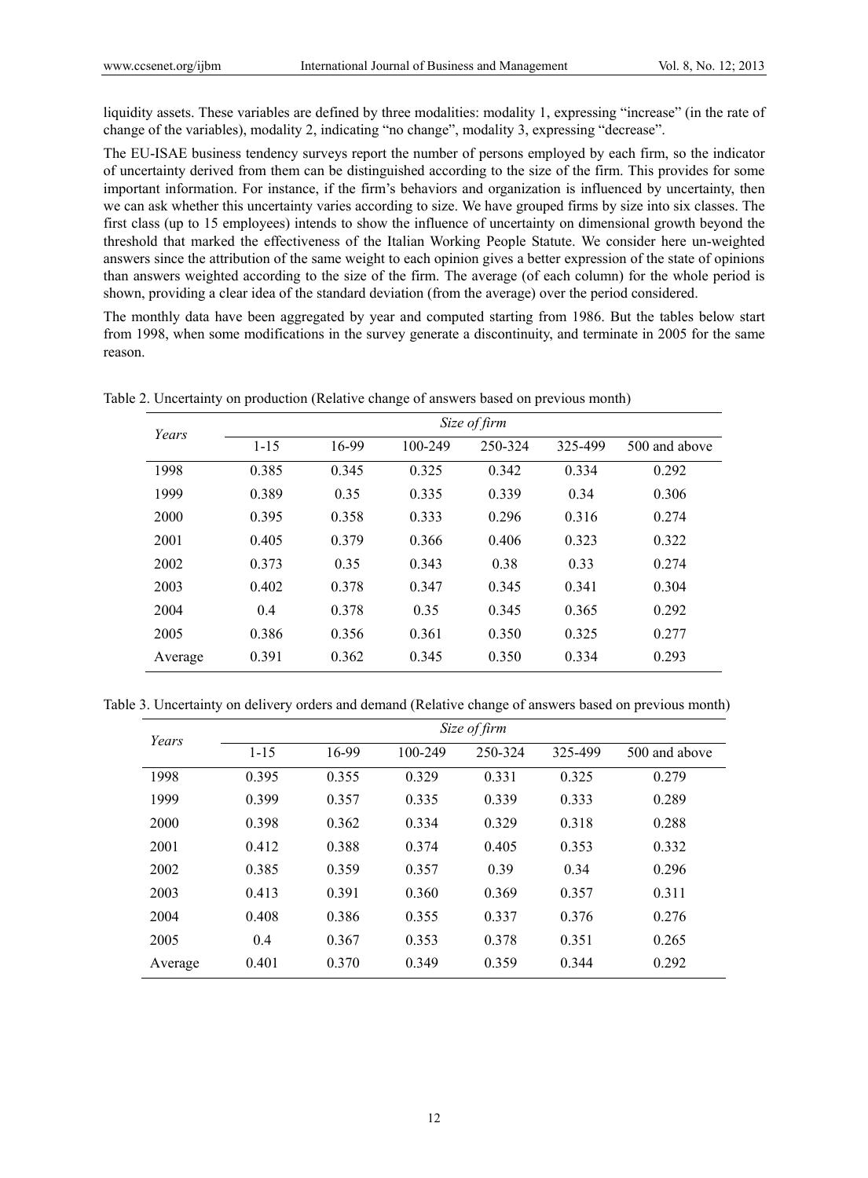liquidity assets. These variables are defined by three modalities: modality 1, expressing "increase" (in the rate of change of the variables), modality 2, indicating "no change", modality 3, expressing "decrease".

The EU-ISAE business tendency surveys report the number of persons employed by each firm, so the indicator of uncertainty derived from them can be distinguished according to the size of the firm. This provides for some important information. For instance, if the firm's behaviors and organization is influenced by uncertainty, then we can ask whether this uncertainty varies according to size. We have grouped firms by size into six classes. The first class (up to 15 employees) intends to show the influence of uncertainty on dimensional growth beyond the threshold that marked the effectiveness of the Italian Working People Statute. We consider here un-weighted answers since the attribution of the same weight to each opinion gives a better expression of the state of opinions than answers weighted according to the size of the firm. The average (of each column) for the whole period is shown, providing a clear idea of the standard deviation (from the average) over the period considered.

The monthly data have been aggregated by year and computed starting from 1986. But the tables below start from 1998, when some modifications in the survey generate a discontinuity, and terminate in 2005 for the same reason.

Table 2. Uncertainty on production (Relative change of answers based on previous month)

| *Years* | *Size of firm* | | | | | |
|---|---|---|---|---|---|---|
| | 1-15 | 16-99 | 100-249 | 250-324 | 325-499 | 500 and above |
| 1998 | 0.385 | 0.345 | 0.325 | 0.342 | 0.334 | 0.292 |
| 1999 | 0.389 | 0.35 | 0.335 | 0.339 | 0.34 | 0.306 |
| 2000 | 0.395 | 0.358 | 0.333 | 0.296 | 0.316 | 0.274 |
| 2001 | 0.405 | 0.379 | 0.366 | 0.406 | 0.323 | 0.322 |
| 2002 | 0.373 | 0.35 | 0.343 | 0.38 | 0.33 | 0.274 |
| 2003 | 0.402 | 0.378 | 0.347 | 0.345 | 0.341 | 0.304 |
| 2004 | 0.4 | 0.378 | 0.35 | 0.345 | 0.365 | 0.292 |
| 2005 | 0.386 | 0.356 | 0.361 | 0.350 | 0.325 | 0.277 |
| Average | 0.391 | 0.362 | 0.345 | 0.350 | 0.334 | 0.293 |

Table 3. Uncertainty on delivery orders and demand (Relative change of answers based on previous month)

| *Years* | *Size of firm* | | | | | |
|---|---|---|---|---|---|---|
| | 1-15 | 16-99 | 100-249 | 250-324 | 325-499 | 500 and above |
| 1998 | 0.395 | 0.355 | 0.329 | 0.331 | 0.325 | 0.279 |
| 1999 | 0.399 | 0.357 | 0.335 | 0.339 | 0.333 | 0.289 |
| 2000 | 0.398 | 0.362 | 0.334 | 0.329 | 0.318 | 0.288 |
| 2001 | 0.412 | 0.388 | 0.374 | 0.405 | 0.353 | 0.332 |
| 2002 | 0.385 | 0.359 | 0.357 | 0.39 | 0.34 | 0.296 |
| 2003 | 0.413 | 0.391 | 0.360 | 0.369 | 0.357 | 0.311 |
| 2004 | 0.408 | 0.386 | 0.355 | 0.337 | 0.376 | 0.276 |
| 2005 | 0.4 | 0.367 | 0.353 | 0.378 | 0.351 | 0.265 |
| Average | 0.401 | 0.370 | 0.349 | 0.359 | 0.344 | 0.292 |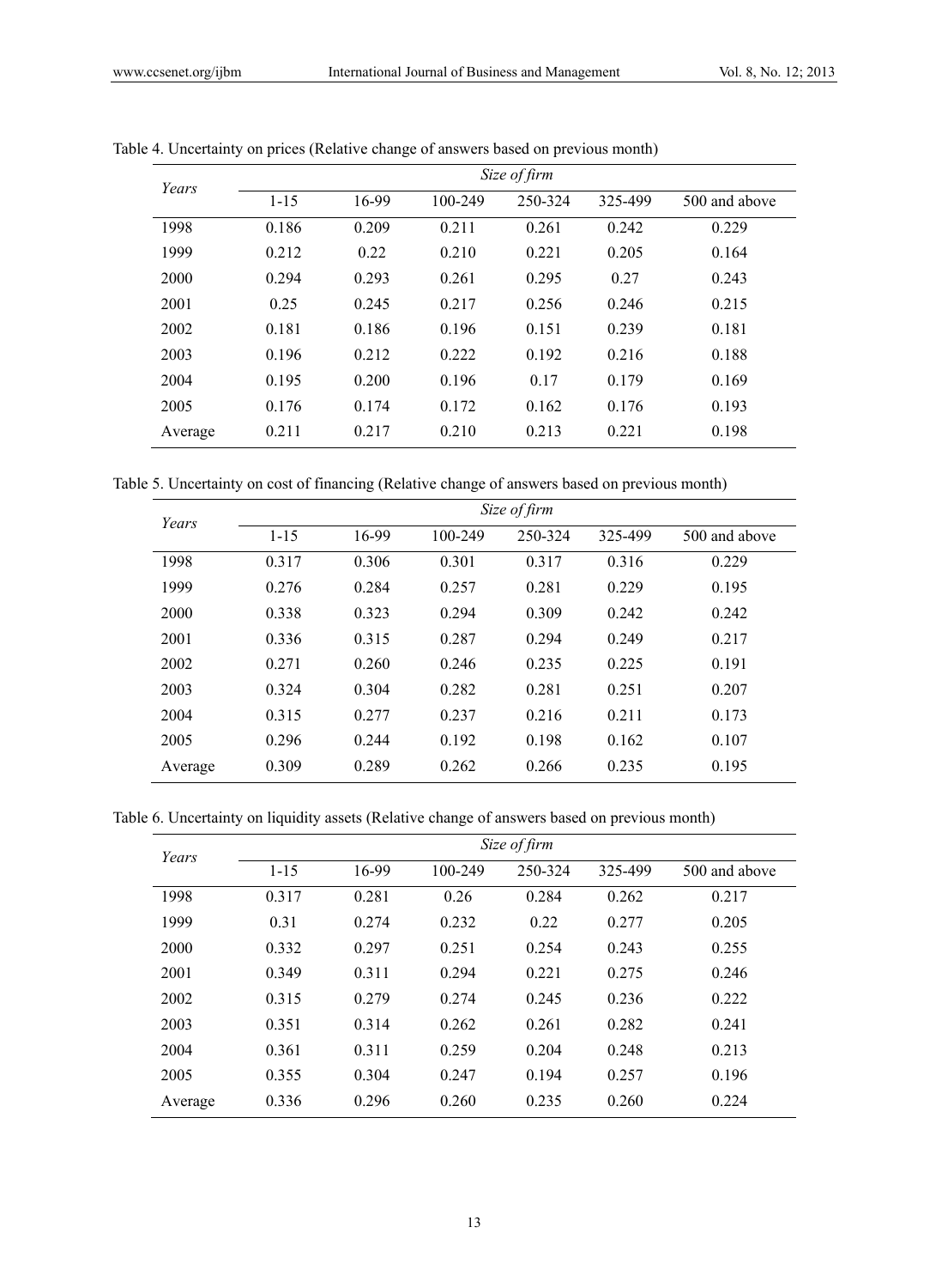Table 4. Uncertainty on prices (Relative change of answers based on previous month)

| Years | Size of firm | | | | | |
|---|---|---|---|---|---|---|
| | 1-15 | 16-99 | 100-249 | 250-324 | 325-499 | 500 and above |
| 1998 | 0.186 | 0.209 | 0.211 | 0.261 | 0.242 | 0.229 |
| 1999 | 0.212 | 0.22 | 0.210 | 0.221 | 0.205 | 0.164 |
| 2000 | 0.294 | 0.293 | 0.261 | 0.295 | 0.27 | 0.243 |
| 2001 | 0.25 | 0.245 | 0.217 | 0.256 | 0.246 | 0.215 |
| 2002 | 0.181 | 0.186 | 0.196 | 0.151 | 0.239 | 0.181 |
| 2003 | 0.196 | 0.212 | 0.222 | 0.192 | 0.216 | 0.188 |
| 2004 | 0.195 | 0.200 | 0.196 | 0.17 | 0.179 | 0.169 |
| 2005 | 0.176 | 0.174 | 0.172 | 0.162 | 0.176 | 0.193 |
| Average | 0.211 | 0.217 | 0.210 | 0.213 | 0.221 | 0.198 |

Table 5. Uncertainty on cost of financing (Relative change of answers based on previous month)

| Years | Size of firm | | | | | |
|---|---|---|---|---|---|---|
| | 1-15 | 16-99 | 100-249 | 250-324 | 325-499 | 500 and above |
| 1998 | 0.317 | 0.306 | 0.301 | 0.317 | 0.316 | 0.229 |
| 1999 | 0.276 | 0.284 | 0.257 | 0.281 | 0.229 | 0.195 |
| 2000 | 0.338 | 0.323 | 0.294 | 0.309 | 0.242 | 0.242 |
| 2001 | 0.336 | 0.315 | 0.287 | 0.294 | 0.249 | 0.217 |
| 2002 | 0.271 | 0.260 | 0.246 | 0.235 | 0.225 | 0.191 |
| 2003 | 0.324 | 0.304 | 0.282 | 0.281 | 0.251 | 0.207 |
| 2004 | 0.315 | 0.277 | 0.237 | 0.216 | 0.211 | 0.173 |
| 2005 | 0.296 | 0.244 | 0.192 | 0.198 | 0.162 | 0.107 |
| Average | 0.309 | 0.289 | 0.262 | 0.266 | 0.235 | 0.195 |

Table 6. Uncertainty on liquidity assets (Relative change of answers based on previous month)

| Years | Size of firm | | | | | |
|---|---|---|---|---|---|---|
| | 1-15 | 16-99 | 100-249 | 250-324 | 325-499 | 500 and above |
| 1998 | 0.317 | 0.281 | 0.26 | 0.284 | 0.262 | 0.217 |
| 1999 | 0.31 | 0.274 | 0.232 | 0.22 | 0.277 | 0.205 |
| 2000 | 0.332 | 0.297 | 0.251 | 0.254 | 0.243 | 0.255 |
| 2001 | 0.349 | 0.311 | 0.294 | 0.221 | 0.275 | 0.246 |
| 2002 | 0.315 | 0.279 | 0.274 | 0.245 | 0.236 | 0.222 |
| 2003 | 0.351 | 0.314 | 0.262 | 0.261 | 0.282 | 0.241 |
| 2004 | 0.361 | 0.311 | 0.259 | 0.204 | 0.248 | 0.213 |
| 2005 | 0.355 | 0.304 | 0.247 | 0.194 | 0.257 | 0.196 |
| Average | 0.336 | 0.296 | 0.260 | 0.235 | 0.260 | 0.224 |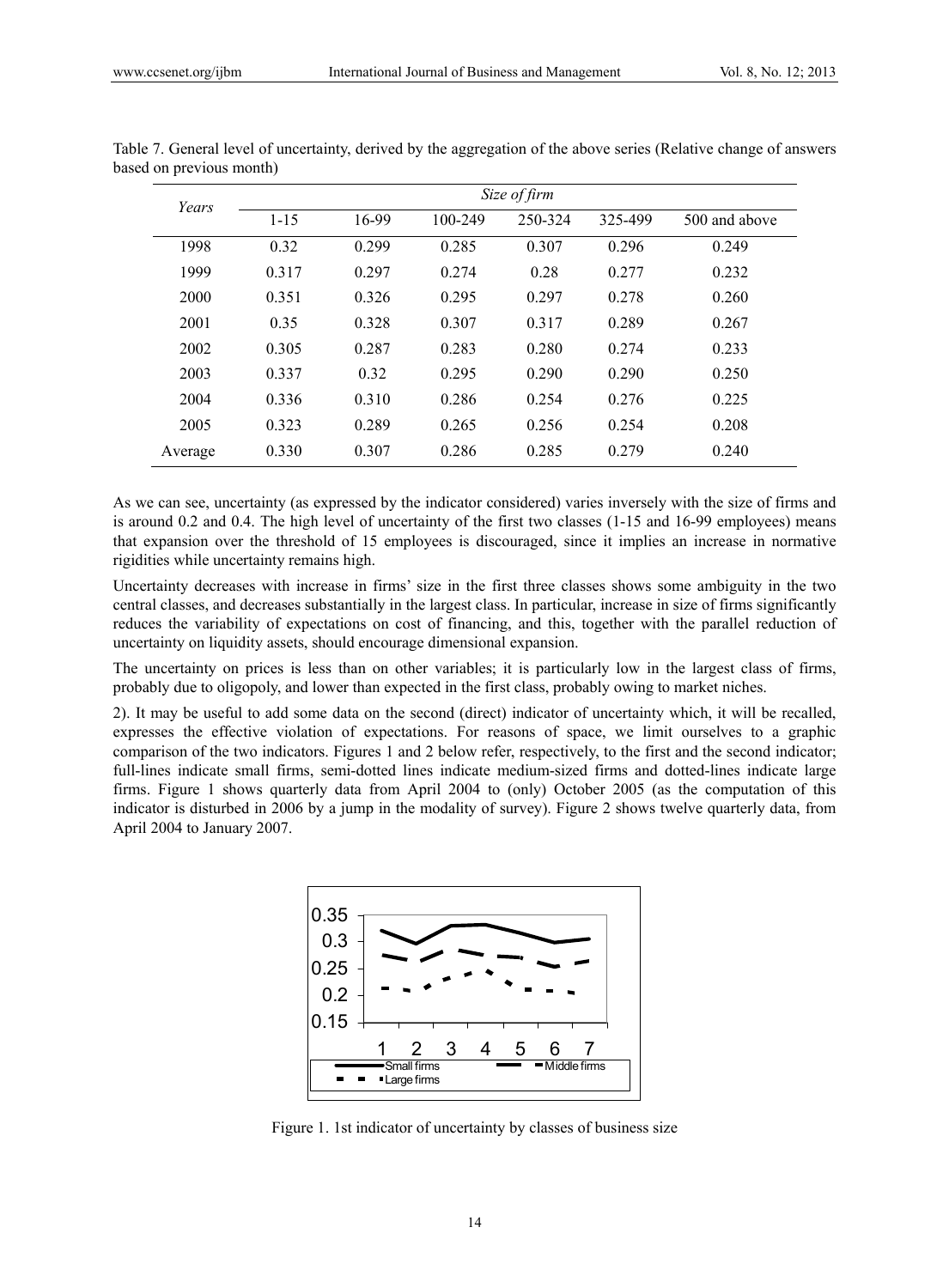Table 7. General level of uncertainty, derived by the aggregation of the above series (Relative change of answers based on previous month)

| Years | Size of firm | | | | | |
|---|---|---|---|---|---|---|
| | 1-15 | 16-99 | 100-249 | 250-324 | 325-499 | 500 and above |
| 1998 | 0.32 | 0.299 | 0.285 | 0.307 | 0.296 | 0.249 |
| 1999 | 0.317 | 0.297 | 0.274 | 0.28 | 0.277 | 0.232 |
| 2000 | 0.351 | 0.326 | 0.295 | 0.297 | 0.278 | 0.260 |
| 2001 | 0.35 | 0.328 | 0.307 | 0.317 | 0.289 | 0.267 |
| 2002 | 0.305 | 0.287 | 0.283 | 0.280 | 0.274 | 0.233 |
| 2003 | 0.337 | 0.32 | 0.295 | 0.290 | 0.290 | 0.250 |
| 2004 | 0.336 | 0.310 | 0.286 | 0.254 | 0.276 | 0.225 |
| 2005 | 0.323 | 0.289 | 0.265 | 0.256 | 0.254 | 0.208 |
| Average | 0.330 | 0.307 | 0.286 | 0.285 | 0.279 | 0.240 |

As we can see, uncertainty (as expressed by the indicator considered) varies inversely with the size of firms and is around 0.2 and 0.4. The high level of uncertainty of the first two classes (1-15 and 16-99 employees) means that expansion over the threshold of 15 employees is discouraged, since it implies an increase in normative rigidities while uncertainty remains high.

Uncertainty decreases with increase in firms' size in the first three classes shows some ambiguity in the two central classes, and decreases substantially in the largest class. In particular, increase in size of firms significantly reduces the variability of expectations on cost of financing, and this, together with the parallel reduction of uncertainty on liquidity assets, should encourage dimensional expansion.

The uncertainty on prices is less than on other variables; it is particularly low in the largest class of firms, probably due to oligopoly, and lower than expected in the first class, probably owing to market niches.

2). It may be useful to add some data on the second (direct) indicator of uncertainty which, it will be recalled, expresses the effective violation of expectations. For reasons of space, we limit ourselves to a graphic comparison of the two indicators. Figures 1 and 2 below refer, respectively, to the first and the second indicator; full-lines indicate small firms, semi-dotted lines indicate medium-sized firms and dotted-lines indicate large firms. Figure 1 shows quarterly data from April 2004 to (only) October 2005 (as the computation of this indicator is disturbed in 2006 by a jump in the modality of survey). Figure 2 shows twelve quarterly data, from April 2004 to January 2007.

Figure 1. 1st indicator of uncertainty by classes of business size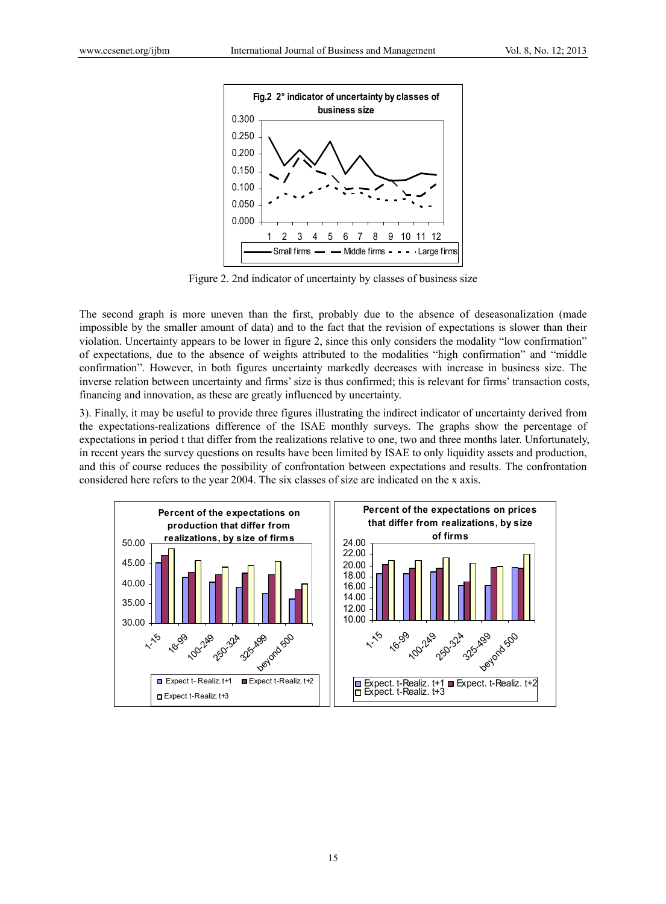Figure 2. 2nd indicator of uncertainty by classes of business size

The second graph is more uneven than the first, probably due to the absence of deseasonalization (made impossible by the smaller amount of data) and to the fact that the revision of expectations is slower than their violation. Uncertainty appears to be lower in figure 2, since this only considers the modality "low confirmation" of expectations, due to the absence of weights attributed to the modalities "high confirmation" and "middle confirmation". However, in both figures uncertainty markedly decreases with increase in business size. The inverse relation between uncertainty and firms' size is thus confirmed; this is relevant for firms' transaction costs, financing and innovation, as these are greatly influenced by uncertainty.

3). Finally, it may be useful to provide three figures illustrating the indirect indicator of uncertainty derived from the expectations-realizations difference of the ISAE monthly surveys. The graphs show the percentage of expectations in period t that differ from the realizations relative to one, two and three months later. Unfortunately, in recent years the survey questions on results have been limited by ISAE to only liquidity assets and production, and this of course reduces the possibility of confrontation between expectations and results. The confrontation considered here refers to the year 2004. The six classes of size are indicated on the x axis.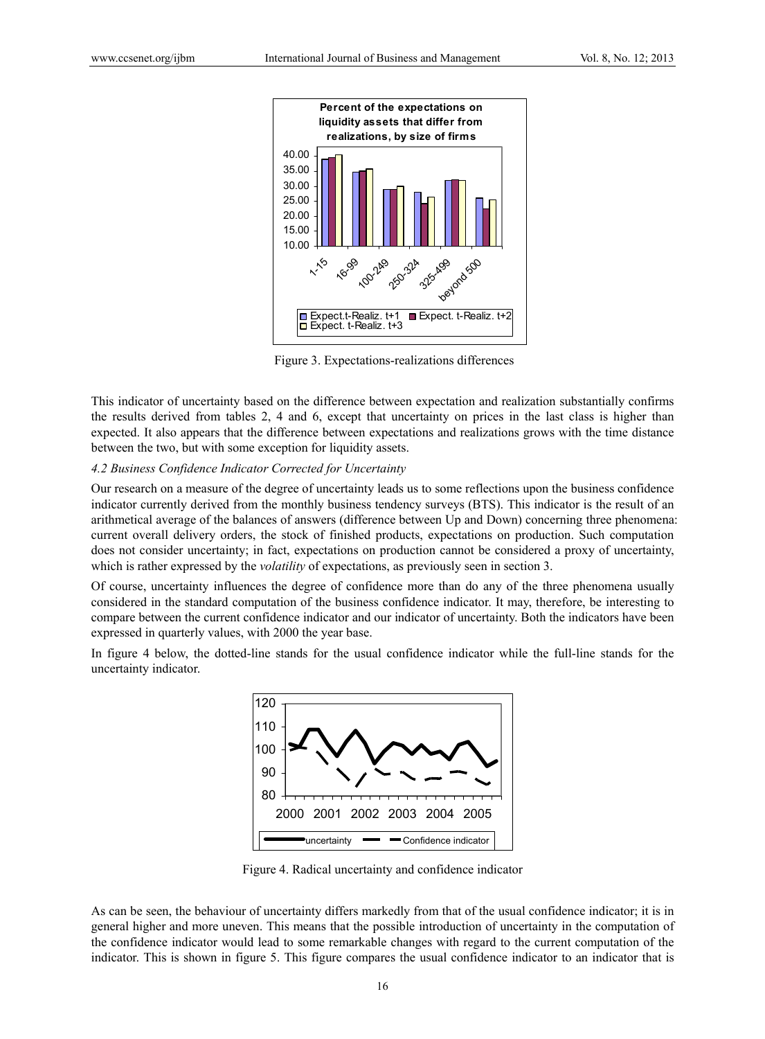Figure 3. Expectations-realizations differences

This indicator of uncertainty based on the difference between expectation and realization substantially confirms the results derived from tables 2, 4 and 6, except that uncertainty on prices in the last class is higher than expected. It also appears that the difference between expectations and realizations grows with the time distance between the two, but with some exception for liquidity assets.

### *4.2 Business Confidence Indicator Corrected for Uncertainty*

Our research on a measure of the degree of uncertainty leads us to some reflections upon the business confidence indicator currently derived from the monthly business tendency surveys (BTS). This indicator is the result of an arithmetical average of the balances of answers (difference between Up and Down) concerning three phenomena: current overall delivery orders, the stock of finished products, expectations on production. Such computation does not consider uncertainty; in fact, expectations on production cannot be considered a proxy of uncertainty, which is rather expressed by the *volatility* of expectations, as previously seen in section 3.

Of course, uncertainty influences the degree of confidence more than do any of the three phenomena usually considered in the standard computation of the business confidence indicator. It may, therefore, be interesting to compare between the current confidence indicator and our indicator of uncertainty. Both the indicators have been expressed in quarterly values, with 2000 the year base.

In figure 4 below, the dotted-line stands for the usual confidence indicator while the full-line stands for the uncertainty indicator.

Figure 4. Radical uncertainty and confidence indicator

As can be seen, the behaviour of uncertainty differs markedly from that of the usual confidence indicator; it is in general higher and more uneven. This means that the possible introduction of uncertainty in the computation of the confidence indicator would lead to some remarkable changes with regard to the current computation of the indicator. This is shown in figure 5. This figure compares the usual confidence indicator to an indicator that is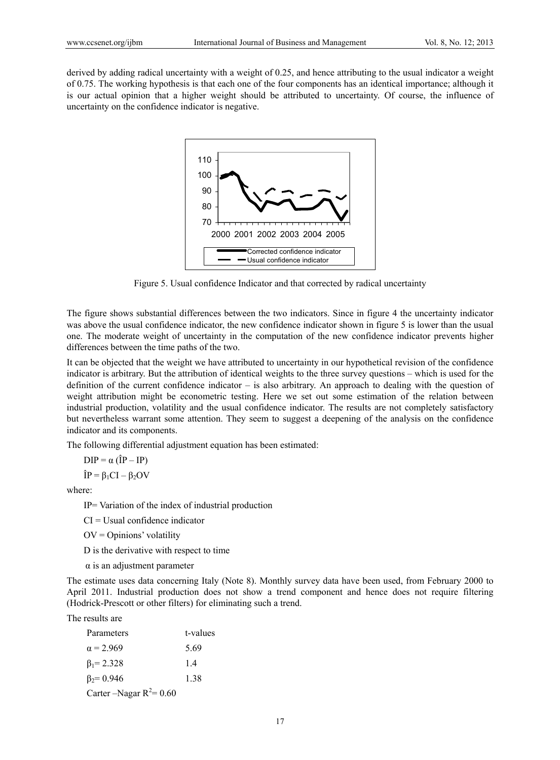derived by adding radical uncertainty with a weight of 0.25, and hence attributing to the usual indicator a weight of 0.75. The working hypothesis is that each one of the four components has an identical importance; although it is our actual opinion that a higher weight should be attributed to uncertainty. Of course, the influence of uncertainty on the confidence indicator is negative.

Figure 5. Usual confidence Indicator and that corrected by radical uncertainty

The figure shows substantial differences between the two indicators. Since in figure 4 the uncertainty indicator was above the usual confidence indicator, the new confidence indicator shown in figure 5 is lower than the usual one. The moderate weight of uncertainty in the computation of the new confidence indicator prevents higher differences between the time paths of the two.

It can be objected that the weight we have attributed to uncertainty in our hypothetical revision of the confidence indicator is arbitrary. But the attribution of identical weights to the three survey questions – which is used for the definition of the current confidence indicator – is also arbitrary. An approach to dealing with the question of weight attribution might be econometric testing. Here we set out some estimation of the relation between industrial production, volatility and the usual confidence indicator. The results are not completely satisfactory but nevertheless warrant some attention. They seem to suggest a deepening of the analysis on the confidence indicator and its components.

The following differential adjustment equation has been estimated:

$$DIP = \alpha\,(\hat{I}P - IP)$$

$$\hat{I}P = \beta_1 CI - \beta_2 OV$$

where:

IP= Variation of the index of industrial production

CI = Usual confidence indicator

OV = Opinions' volatility

D is the derivative with respect to time

$\alpha$ is an adjustment parameter

The estimate uses data concerning Italy (Note 8). Monthly survey data have been used, from February 2000 to April 2011. Industrial production does not show a trend component and hence does not require filtering (Hodrick-Prescott or other filters) for eliminating such a trend.

The results are

| Parameters | t-values |
|---|---|
| $\alpha = 2.969$ | 5.69 |
| $\beta_1 = 2.328$ | 1.4 |
| $\beta_2 = 0.946$ | 1.38 |

Carter –Nagar $R^2 = 0.60$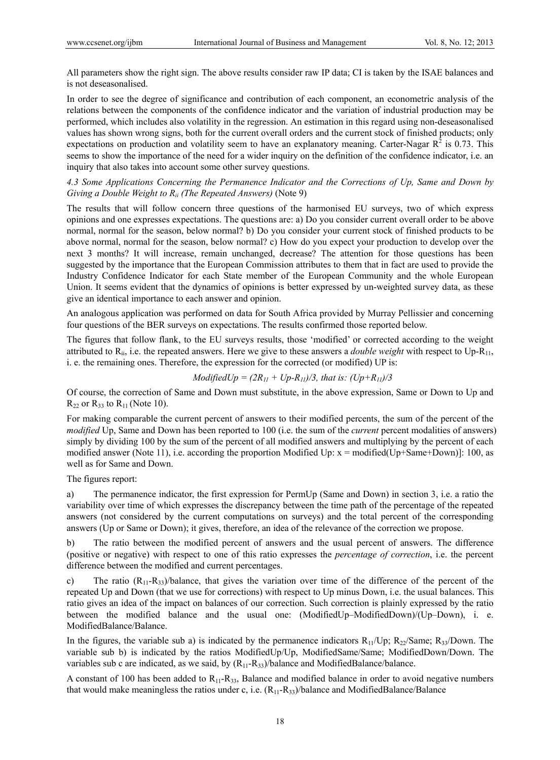All parameters show the right sign. The above results consider raw IP data; CI is taken by the ISAE balances and is not deseasonalised.

In order to see the degree of significance and contribution of each component, an econometric analysis of the relations between the components of the confidence indicator and the variation of industrial production may be performed, which includes also volatility in the regression. An estimation in this regard using non-deseasonalised values has shown wrong signs, both for the current overall orders and the current stock of finished products; only expectations on production and volatility seem to have an explanatory meaning. Carter-Nagar $R^2$ is 0.73. This seems to show the importance of the need for a wider inquiry on the definition of the confidence indicator, i.e. an inquiry that also takes into account some other survey questions.

### *4.3 Some Applications Concerning the Permanence Indicator and the Corrections of Up, Same and Down by Giving a Double Weight to $R_{ii}$ (The Repeated Answers)* (Note 9)

The results that will follow concern three questions of the harmonised EU surveys, two of which express opinions and one expresses expectations. The questions are: a) Do you consider current overall order to be above normal, normal for the season, below normal? b) Do you consider your current stock of finished products to be above normal, normal for the season, below normal? c) How do you expect your production to develop over the next 3 months? It will increase, remain unchanged, decrease? The attention for those questions has been suggested by the importance that the European Commission attributes to them that in fact are used to provide the Industry Confidence Indicator for each State member of the European Community and the whole European Union. It seems evident that the dynamics of opinions is better expressed by un-weighted survey data, as these give an identical importance to each answer and opinion.

An analogous application was performed on data for South Africa provided by Murray Pellissier and concerning four questions of the BER surveys on expectations. The results confirmed those reported below.

The figures that follow flank, to the EU surveys results, those 'modified' or corrected according to the weight attributed to $R_{ii}$, i.e. the repeated answers. Here we give to these answers a *double weight* with respect to Up-$R_{11}$, i. e. the remaining ones. Therefore, the expression for the corrected (or modified) UP is:

$$ModifiedUp = (2R_{11} + Up\text{-}R_{11})/3, \text{ that is: } (Up+R_{11})/3$$

Of course, the correction of Same and Down must substitute, in the above expression, Same or Down to Up and $R_{22}$ or $R_{33}$ to $R_{11}$ (Note 10).

For making comparable the current percent of answers to their modified percents, the sum of the percent of the *modified* Up, Same and Down has been reported to 100 (i.e. the sum of the *current* percent modalities of answers) simply by dividing 100 by the sum of the percent of all modified answers and multiplying by the percent of each modified answer (Note 11), i.e. according the proportion Modified Up: x = modified(Up+Same+Down)]: 100, as well as for Same and Down.

The figures report:

a) The permanence indicator, the first expression for PermUp (Same and Down) in section 3, i.e. a ratio the variability over time of which expresses the discrepancy between the time path of the percentage of the repeated answers (not considered by the current computations on surveys) and the total percent of the corresponding answers (Up or Same or Down); it gives, therefore, an idea of the relevance of the correction we propose.

b) The ratio between the modified percent of answers and the usual percent of answers. The difference (positive or negative) with respect to one of this ratio expresses the *percentage of correction*, i.e. the percent difference between the modified and current percentages.

c) The ratio ($R_{11}$-$R_{33}$)/balance, that gives the variation over time of the difference of the percent of the repeated Up and Down (that we use for corrections) with respect to Up minus Down, i.e. the usual balances. This ratio gives an idea of the impact on balances of our correction. Such correction is plainly expressed by the ratio between the modified balance and the usual one: (ModifiedUp–ModifiedDown)/(Up–Down), i. e. ModifiedBalance/Balance.

In the figures, the variable sub a) is indicated by the permanence indicators $R_{11}$/Up; $R_{22}$/Same; $R_{33}$/Down. The variable sub b) is indicated by the ratios ModifiedUp/Up, ModifiedSame/Same; ModifiedDown/Down. The variables sub c are indicated, as we said, by ($R_{11}$-$R_{33}$)/balance and ModifiedBalance/balance.

A constant of 100 has been added to $R_{11}$-$R_{33}$, Balance and modified balance in order to avoid negative numbers that would make meaningless the ratios under c, i.e. ($R_{11}$-$R_{33}$)/balance and ModifiedBalance/Balance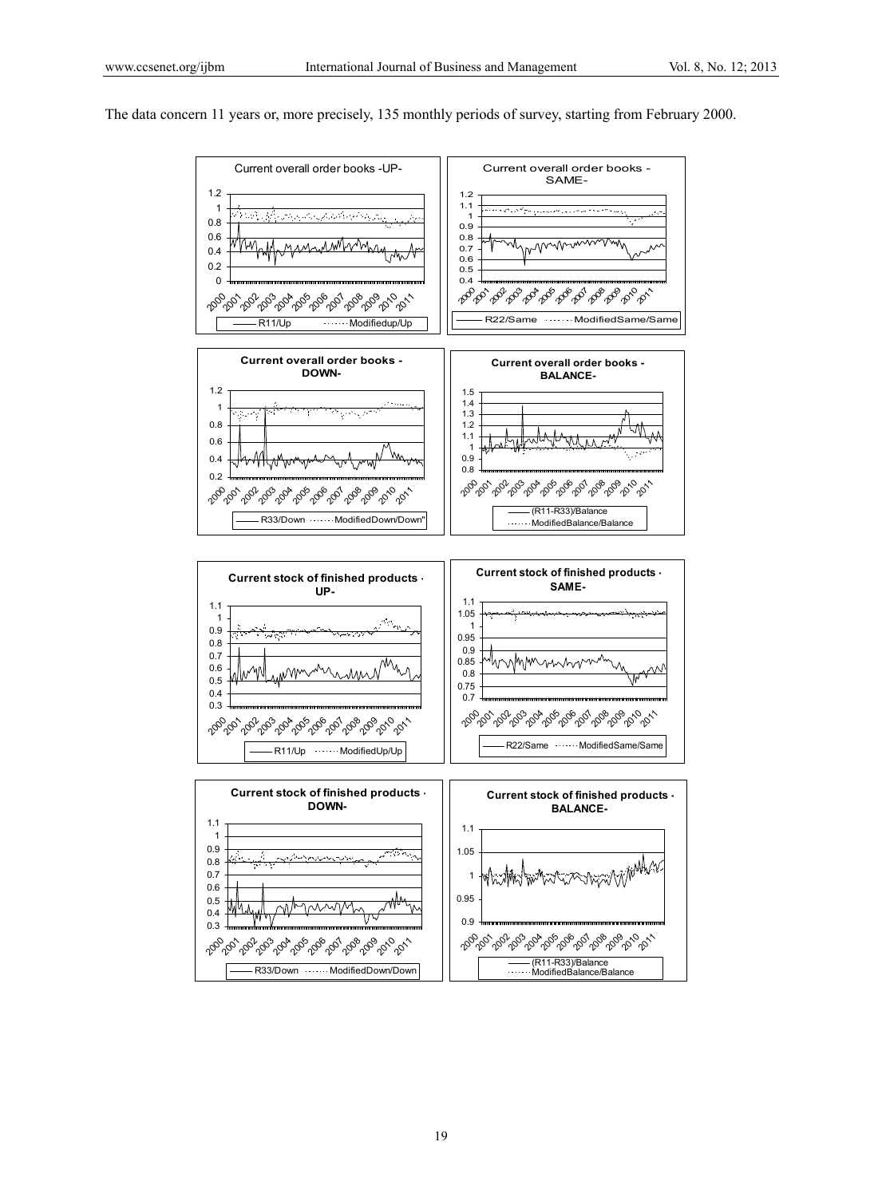The data concern 11 years or, more precisely, 135 monthly periods of survey, starting from February 2000.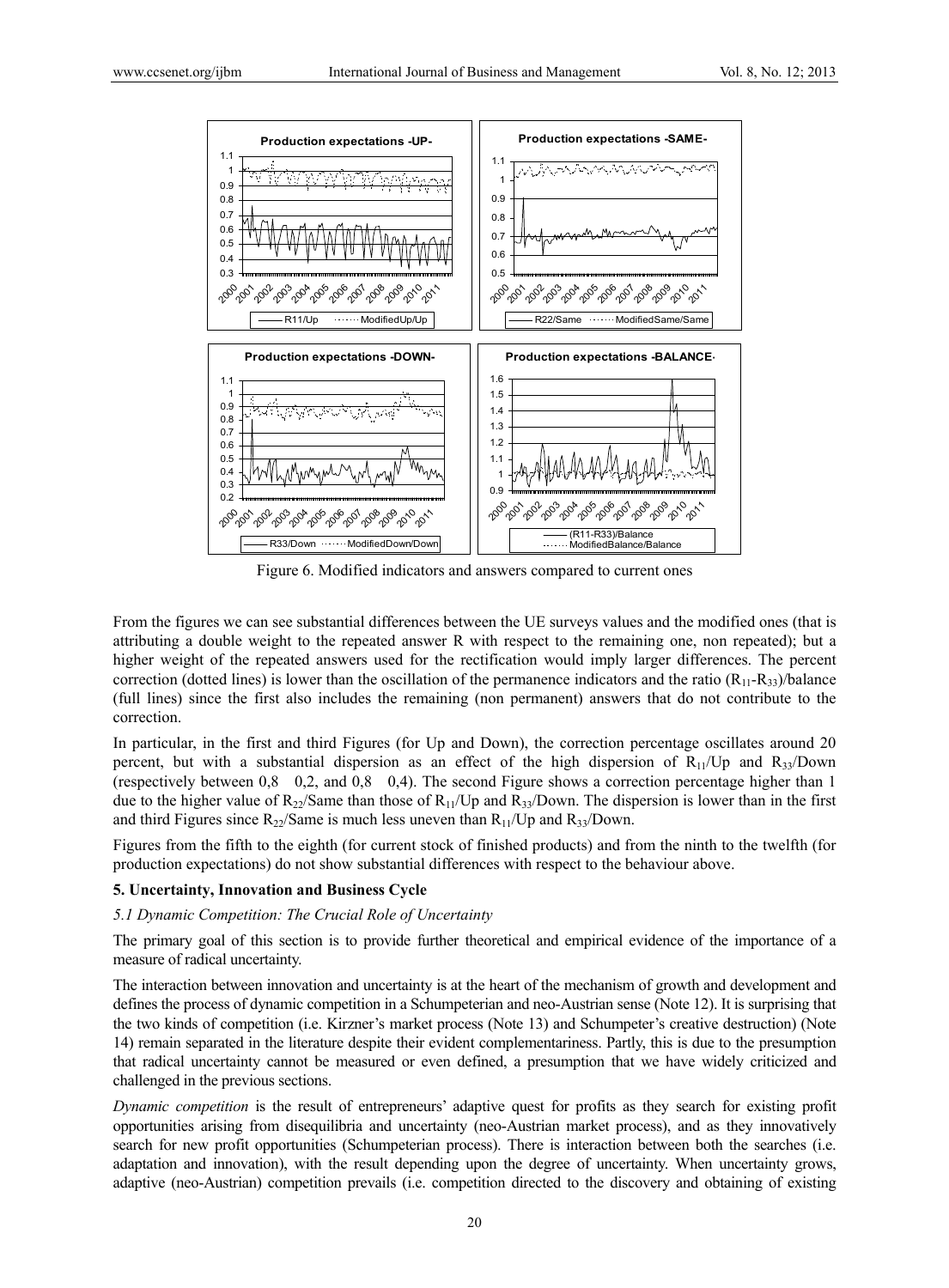Figure 6. Modified indicators and answers compared to current ones

From the figures we can see substantial differences between the UE surveys values and the modified ones (that is attributing a double weight to the repeated answer R with respect to the remaining one, non repeated); but a higher weight of the repeated answers used for the rectification would imply larger differences. The percent correction (dotted lines) is lower than the oscillation of the permanence indicators and the ratio $(R_{11}-R_{33})$/balance (full lines) since the first also includes the remaining (non permanent) answers that do not contribute to the correction.

In particular, in the first and third Figures (for Up and Down), the correction percentage oscillates around 20 percent, but with a substantial dispersion as an effect of the high dispersion of $R_{11}$/Up and $R_{33}$/Down (respectively between 0,8 0,2, and 0,8 0,4). The second Figure shows a correction percentage higher than 1 due to the higher value of $R_{22}$/Same than those of $R_{11}$/Up and $R_{33}$/Down. The dispersion is lower than in the first and third Figures since $R_{22}$/Same is much less uneven than $R_{11}$/Up and $R_{33}$/Down.

Figures from the fifth to the eighth (for current stock of finished products) and from the ninth to the twelfth (for production expectations) do not show substantial differences with respect to the behaviour above.

## 5. Uncertainty, Innovation and Business Cycle

### 5.1 Dynamic Competition: The Crucial Role of Uncertainty

The primary goal of this section is to provide further theoretical and empirical evidence of the importance of a measure of radical uncertainty.

The interaction between innovation and uncertainty is at the heart of the mechanism of growth and development and defines the process of dynamic competition in a Schumpeterian and neo-Austrian sense (Note 12). It is surprising that the two kinds of competition (i.e. Kirzner's market process (Note 13) and Schumpeter's creative destruction) (Note 14) remain separated in the literature despite their evident complementariness. Partly, this is due to the presumption that radical uncertainty cannot be measured or even defined, a presumption that we have widely criticized and challenged in the previous sections.

*Dynamic competition* is the result of entrepreneurs' adaptive quest for profits as they search for existing profit opportunities arising from disequilibria and uncertainty (neo-Austrian market process), and as they innovatively search for new profit opportunities (Schumpeterian process). There is interaction between both the searches (i.e. adaptation and innovation), with the result depending upon the degree of uncertainty. When uncertainty grows, adaptive (neo-Austrian) competition prevails (i.e. competition directed to the discovery and obtaining of existing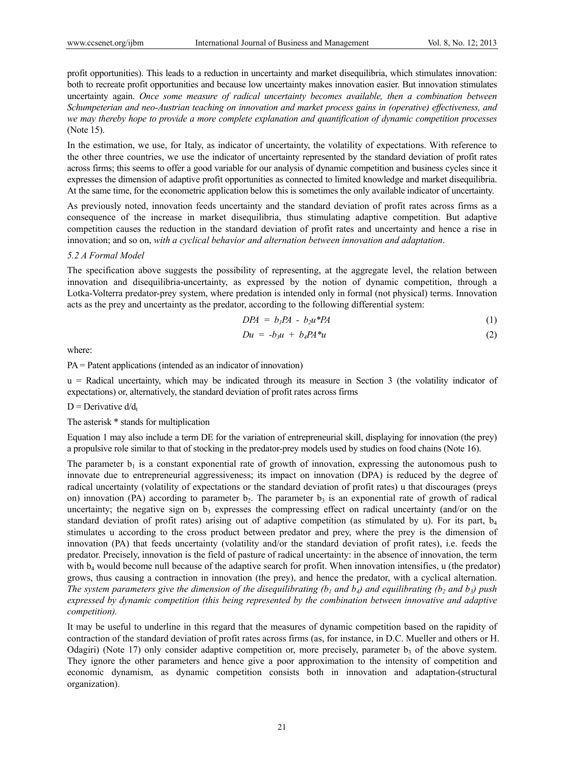profit opportunities). This leads to a reduction in uncertainty and market disequilibria, which stimulates innovation: both to recreate profit opportunities and because low uncertainty makes innovation easier. But innovation stimulates uncertainty again. *Once some measure of radical uncertainty becomes available, then a combination between Schumpeterian and neo-Austrian teaching on innovation and market process gains in (operative) effectiveness, and we may thereby hope to provide a more complete explanation and quantification of dynamic competition processes* (Note 15).

In the estimation, we use, for Italy, as indicator of uncertainty, the volatility of expectations. With reference to the other three countries, we use the indicator of uncertainty represented by the standard deviation of profit rates across firms; this seems to offer a good variable for our analysis of dynamic competition and business cycles since it expresses the dimension of adaptive profit opportunities as connected to limited knowledge and market disequilibria. At the same time, for the econometric application below this is sometimes the only available indicator of uncertainty.

As previously noted, innovation feeds uncertainty and the standard deviation of profit rates across firms as a consequence of the increase in market disequilibria, thus stimulating adaptive competition. But adaptive competition causes the reduction in the standard deviation of profit rates and uncertainty and hence a rise in innovation; and so on, *with a cyclical behavior and alternation between innovation and adaptation*.

### *5.2 A Formal Model*

The specification above suggests the possibility of representing, at the aggregate level, the relation between innovation and disequilibria-uncertainty, as expressed by the notion of dynamic competition, through a Lotka-Volterra predator-prey system, where predation is intended only in formal (not physical) terms. Innovation acts as the prey and uncertainty as the predator, according to the following differential system:

$$DPA = b_1PA - b_2u*PA \tag{1}$$

$$Du = -b_3u + b_4PA*u \tag{2}$$

where:

PA = Patent applications (intended as an indicator of innovation)

u = Radical uncertainty, which may be indicated through its measure in Section 3 (the volatility indicator of expectations) or, alternatively, the standard deviation of profit rates across firms

D = Derivative $d/d_t$

The asterisk * stands for multiplication

Equation 1 may also include a term DE for the variation of entrepreneurial skill, displaying for innovation (the prey) a propulsive role similar to that of stocking in the predator-prey models used by studies on food chains (Note 16).

The parameter $b_1$ is a constant exponential rate of growth of innovation, expressing the autonomous push to innovate due to entrepreneurial aggressiveness; its impact on innovation (DPA) is reduced by the degree of radical uncertainty (volatility of expectations or the standard deviation of profit rates) u that discourages (preys on) innovation (PA) according to parameter $b_2$. The parameter $b_3$ is an exponential rate of growth of radical uncertainty; the negative sign on $b_3$ expresses the compressing effect on radical uncertainty (and/or on the standard deviation of profit rates) arising out of adaptive competition (as stimulated by u). For its part, $b_4$ stimulates u according to the cross product between predator and prey, where the prey is the dimension of innovation (PA) that feeds uncertainty (volatility and/or the standard deviation of profit rates), i.e. feeds the predator. Precisely, innovation is the field of pasture of radical uncertainty: in the absence of innovation, the term with $b_4$ would become null because of the adaptive search for profit. When innovation intensifies, u (the predator) grows, thus causing a contraction in innovation (the prey), and hence the predator, with a cyclical alternation. *The system parameters give the dimension of the disequilibrating ($b_1$ and $b_4$) and equilibrating ($b_2$ and $b_3$) push expressed by dynamic competition (this being represented by the combination between innovative and adaptive competition).*

It may be useful to underline in this regard that the measures of dynamic competition based on the rapidity of contraction of the standard deviation of profit rates across firms (as, for instance, in D.C. Mueller and others or H. Odagiri) (Note 17) only consider adaptive competition or, more precisely, parameter $b_3$ of the above system. They ignore the other parameters and hence give a poor approximation to the intensity of competition and economic dynamism, as dynamic competition consists both in innovation and adaptation-(structural organization).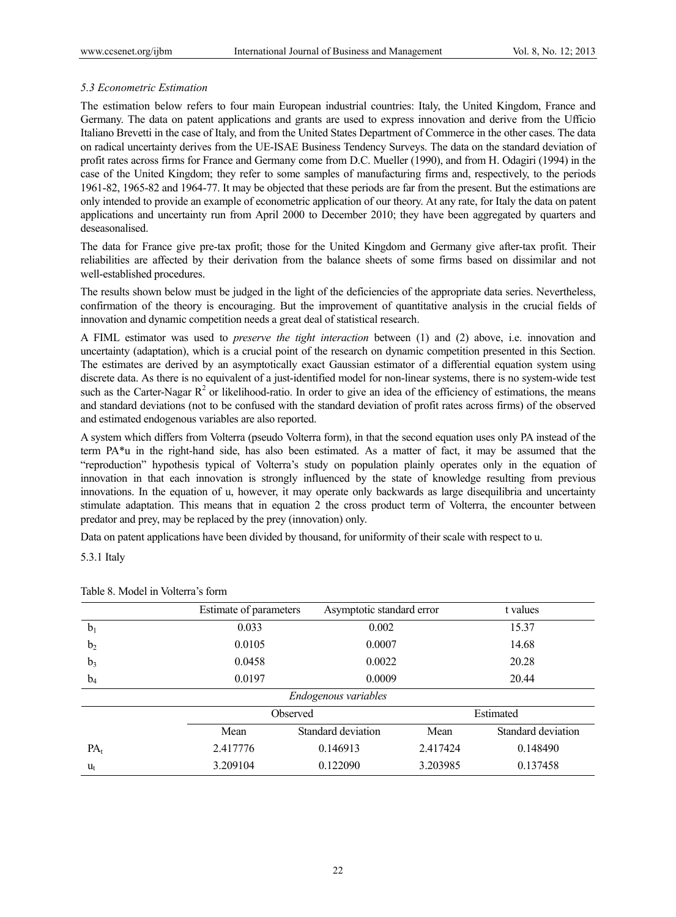*5.3 Econometric Estimation*

The estimation below refers to four main European industrial countries: Italy, the United Kingdom, France and Germany. The data on patent applications and grants are used to express innovation and derive from the Ufficio Italiano Brevetti in the case of Italy, and from the United States Department of Commerce in the other cases. The data on radical uncertainty derives from the UE-ISAE Business Tendency Surveys. The data on the standard deviation of profit rates across firms for France and Germany come from D.C. Mueller (1990), and from H. Odagiri (1994) in the case of the United Kingdom; they refer to some samples of manufacturing firms and, respectively, to the periods 1961-82, 1965-82 and 1964-77. It may be objected that these periods are far from the present. But the estimations are only intended to provide an example of econometric application of our theory. At any rate, for Italy the data on patent applications and uncertainty run from April 2000 to December 2010; they have been aggregated by quarters and deseasonalised.

The data for France give pre-tax profit; those for the United Kingdom and Germany give after-tax profit. Their reliabilities are affected by their derivation from the balance sheets of some firms based on dissimilar and not well-established procedures.

The results shown below must be judged in the light of the deficiencies of the appropriate data series. Nevertheless, confirmation of the theory is encouraging. But the improvement of quantitative analysis in the crucial fields of innovation and dynamic competition needs a great deal of statistical research.

A FIML estimator was used to *preserve the tight interaction* between (1) and (2) above, i.e. innovation and uncertainty (adaptation), which is a crucial point of the research on dynamic competition presented in this Section. The estimates are derived by an asymptotically exact Gaussian estimator of a differential equation system using discrete data. As there is no equivalent of a just-identified model for non-linear systems, there is no system-wide test such as the Carter-Nagar $R^2$ or likelihood-ratio. In order to give an idea of the efficiency of estimations, the means and standard deviations (not to be confused with the standard deviation of profit rates across firms) of the observed and estimated endogenous variables are also reported.

A system which differs from Volterra (pseudo Volterra form), in that the second equation uses only PA instead of the term PA*u in the right-hand side, has also been estimated. As a matter of fact, it may be assumed that the "reproduction" hypothesis typical of Volterra's study on population plainly operates only in the equation of innovation in that each innovation is strongly influenced by the state of knowledge resulting from previous innovations. In the equation of u, however, it may operate only backwards as large disequilibria and uncertainty stimulate adaptation. This means that in equation 2 the cross product term of Volterra, the encounter between predator and prey, may be replaced by the prey (innovation) only.

Data on patent applications have been divided by thousand, for uniformity of their scale with respect to u.

5.3.1 Italy

Table 8. Model in Volterra's form

| | Estimate of parameters | Asymptotic standard error | t values | |
|---|---|---|---|---|
| $b_1$ | 0.033 | 0.002 | 15.37 | |
| $b_2$ | 0.0105 | 0.0007 | 14.68 | |
| $b_3$ | 0.0458 | 0.0022 | 20.28 | |
| $b_4$ | 0.0197 | 0.0009 | 20.44 | |
| | *Endogenous variables* | | | |
| | Observed | | Estimated | |
| | Mean | Standard deviation | Mean | Standard deviation |
| $PA_t$ | 2.417776 | 0.146913 | 2.417424 | 0.148490 |
| $u_t$ | 3.209104 | 0.122090 | 3.203985 | 0.137458 |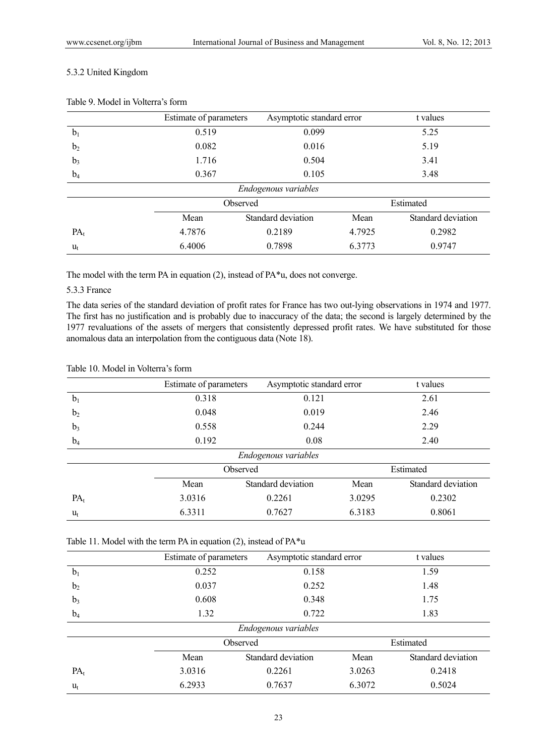#### 5.3.2 United Kingdom

Table 9. Model in Volterra's form

| | Estimate of parameters | Asymptotic standard error | | t values |
|---|---|---|---|---|
| $b_1$ | 0.519 | 0.099 | | 5.25 |
| $b_2$ | 0.082 | 0.016 | | 5.19 |
| $b_3$ | 1.716 | 0.504 | | 3.41 |
| $b_4$ | 0.367 | 0.105 | | 3.48 |
| | | *Endogenous variables* | | |
| | Observed | | Estimated | |
| | Mean | Standard deviation | Mean | Standard deviation |
| $PA_t$ | 4.7876 | 0.2189 | 4.7925 | 0.2982 |
| $u_t$ | 6.4006 | 0.7898 | 6.3773 | 0.9747 |

The model with the term PA in equation (2), instead of PA*u, does not converge.

#### 5.3.3 France

The data series of the standard deviation of profit rates for France has two out-lying observations in 1974 and 1977. The first has no justification and is probably due to inaccuracy of the data; the second is largely determined by the 1977 revaluations of the assets of mergers that consistently depressed profit rates. We have substituted for those anomalous data an interpolation from the contiguous data (Note 18).

Table 10. Model in Volterra's form

| | Estimate of parameters | Asymptotic standard error | | t values |
|---|---|---|---|---|
| $b_1$ | 0.318 | 0.121 | | 2.61 |
| $b_2$ | 0.048 | 0.019 | | 2.46 |
| $b_3$ | 0.558 | 0.244 | | 2.29 |
| $b_4$ | 0.192 | 0.08 | | 2.40 |
| | | *Endogenous variables* | | |
| | Observed | | Estimated | |
| | Mean | Standard deviation | Mean | Standard deviation |
| $PA_t$ | 3.0316 | 0.2261 | 3.0295 | 0.2302 |
| $u_t$ | 6.3311 | 0.7627 | 6.3183 | 0.8061 |

Table 11. Model with the term PA in equation (2), instead of PA*u

| | Estimate of parameters | Asymptotic standard error | | t values |
|---|---|---|---|---|
| $b_1$ | 0.252 | 0.158 | | 1.59 |
| $b_2$ | 0.037 | 0.252 | | 1.48 |
| $b_3$ | 0.608 | 0.348 | | 1.75 |
| $b_4$ | 1.32 | 0.722 | | 1.83 |
| | | *Endogenous variables* | | |
| | Observed | | Estimated | |
| | Mean | Standard deviation | Mean | Standard deviation |
| $PA_t$ | 3.0316 | 0.2261 | 3.0263 | 0.2418 |
| $u_t$ | 6.2933 | 0.7637 | 6.3072 | 0.5024 |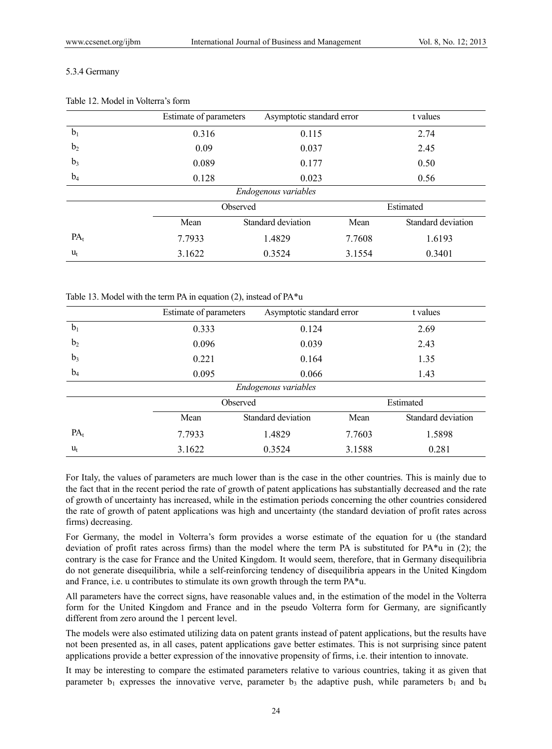5.3.4 Germany

Table 12. Model in Volterra's form

| | Estimate of parameters | Asymptotic standard error | t values | |
|---|---|---|---|---|
| $b_1$ | 0.316 | 0.115 | 2.74 | |
| $b_2$ | 0.09 | 0.037 | 2.45 | |
| $b_3$ | 0.089 | 0.177 | 0.50 | |
| $b_4$ | 0.128 | 0.023 | 0.56 | |
| *Endogenous variables* | | | | |
| | Observed | | Estimated | |
| | Mean | Standard deviation | Mean | Standard deviation |
| $PA_t$ | 7.7933 | 1.4829 | 7.7608 | 1.6193 |
| $u_t$ | 3.1622 | 0.3524 | 3.1554 | 0.3401 |

Table 13. Model with the term PA in equation (2), instead of PA*u

| | Estimate of parameters | Asymptotic standard error | t values | |
|---|---|---|---|---|
| $b_1$ | 0.333 | 0.124 | 2.69 | |
| $b_2$ | 0.096 | 0.039 | 2.43 | |
| $b_3$ | 0.221 | 0.164 | 1.35 | |
| $b_4$ | 0.095 | 0.066 | 1.43 | |
| *Endogenous variables* | | | | |
| | Observed | | Estimated | |
| | Mean | Standard deviation | Mean | Standard deviation |
| $PA_t$ | 7.7933 | 1.4829 | 7.7603 | 1.5898 |
| $u_t$ | 3.1622 | 0.3524 | 3.1588 | 0.281 |

For Italy, the values of parameters are much lower than is the case in the other countries. This is mainly due to the fact that in the recent period the rate of growth of patent applications has substantially decreased and the rate of growth of uncertainty has increased, while in the estimation periods concerning the other countries considered the rate of growth of patent applications was high and uncertainty (the standard deviation of profit rates across firms) decreasing.

For Germany, the model in Volterra's form provides a worse estimate of the equation for u (the standard deviation of profit rates across firms) than the model where the term PA is substituted for PA*u in (2); the contrary is the case for France and the United Kingdom. It would seem, therefore, that in Germany disequilibria do not generate disequilibria, while a self-reinforcing tendency of disequilibria appears in the United Kingdom and France, i.e. u contributes to stimulate its own growth through the term PA*u.

All parameters have the correct signs, have reasonable values and, in the estimation of the model in the Volterra form for the United Kingdom and France and in the pseudo Volterra form for Germany, are significantly different from zero around the 1 percent level.

The models were also estimated utilizing data on patent grants instead of patent applications, but the results have not been presented as, in all cases, patent applications gave better estimates. This is not surprising since patent applications provide a better expression of the innovative propensity of firms, i.e. their intention to innovate.

It may be interesting to compare the estimated parameters relative to various countries, taking it as given that parameter $b_1$ expresses the innovative verve, parameter $b_3$ the adaptive push, while parameters $b_1$ and $b_4$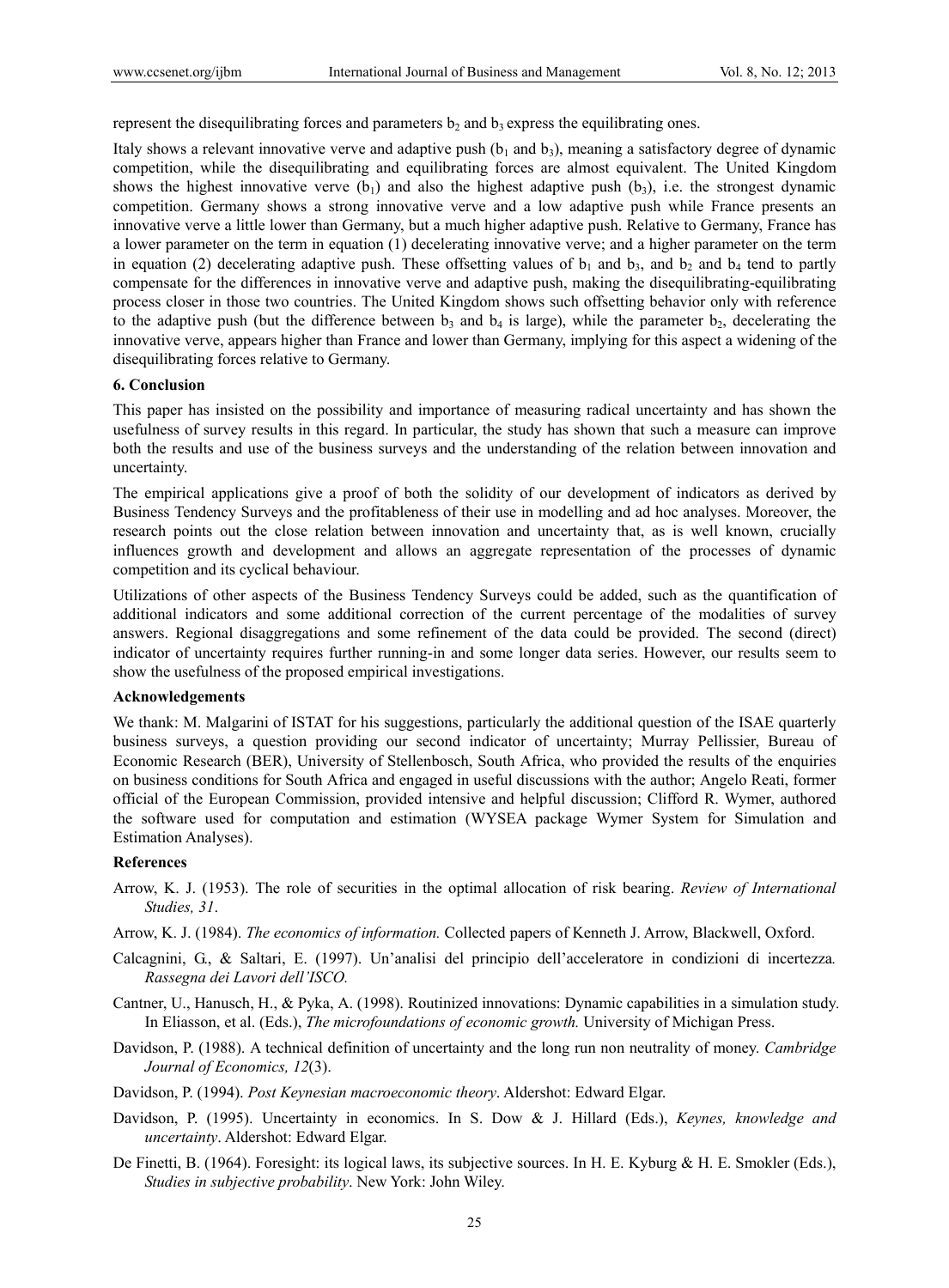represent the disequilibrating forces and parameters $b_2$ and $b_3$ express the equilibrating ones.

Italy shows a relevant innovative verve and adaptive push ($b_1$ and $b_3$), meaning a satisfactory degree of dynamic competition, while the disequilibrating and equilibrating forces are almost equivalent. The United Kingdom shows the highest innovative verve ($b_1$) and also the highest adaptive push ($b_3$), i.e. the strongest dynamic competition. Germany shows a strong innovative verve and a low adaptive push while France presents an innovative verve a little lower than Germany, but a much higher adaptive push. Relative to Germany, France has a lower parameter on the term in equation (1) decelerating innovative verve; and a higher parameter on the term in equation (2) decelerating adaptive push. These offsetting values of $b_1$ and $b_3$, and $b_2$ and $b_4$ tend to partly compensate for the differences in innovative verve and adaptive push, making the disequilibrating-equilibrating process closer in those two countries. The United Kingdom shows such offsetting behavior only with reference to the adaptive push (but the difference between $b_3$ and $b_4$ is large), while the parameter $b_2$, decelerating the innovative verve, appears higher than France and lower than Germany, implying for this aspect a widening of the disequilibrating forces relative to Germany.

## 6. Conclusion

This paper has insisted on the possibility and importance of measuring radical uncertainty and has shown the usefulness of survey results in this regard. In particular, the study has shown that such a measure can improve both the results and use of the business surveys and the understanding of the relation between innovation and uncertainty.

The empirical applications give a proof of both the solidity of our development of indicators as derived by Business Tendency Surveys and the profitableness of their use in modelling and ad hoc analyses. Moreover, the research points out the close relation between innovation and uncertainty that, as is well known, crucially influences growth and development and allows an aggregate representation of the processes of dynamic competition and its cyclical behaviour.

Utilizations of other aspects of the Business Tendency Surveys could be added, such as the quantification of additional indicators and some additional correction of the current percentage of the modalities of survey answers. Regional disaggregations and some refinement of the data could be provided. The second (direct) indicator of uncertainty requires further running-in and some longer data series. However, our results seem to show the usefulness of the proposed empirical investigations.

### Acknowledgements

We thank: M. Malgarini of ISTAT for his suggestions, particularly the additional question of the ISAE quarterly business surveys, a question providing our second indicator of uncertainty; Murray Pellissier, Bureau of Economic Research (BER), University of Stellenbosch, South Africa, who provided the results of the enquiries on business conditions for South Africa and engaged in useful discussions with the author; Angelo Reati, former official of the European Commission, provided intensive and helpful discussion; Clifford R. Wymer, authored the software used for computation and estimation (WYSEA package Wymer System for Simulation and Estimation Analyses).

### References

Arrow, K. J. (1953). The role of securities in the optimal allocation of risk bearing. *Review of International Studies, 31*.

Arrow, K. J. (1984). *The economics of information.* Collected papers of Kenneth J. Arrow, Blackwell, Oxford.

Calcagnini, G., & Saltari, E. (1997). Un'analisi del principio dell'acceleratore in condizioni di incertezza*. Rassegna dei Lavori dell'ISCO.*

Cantner, U., Hanusch, H., & Pyka, A. (1998). Routinized innovations: Dynamic capabilities in a simulation study. In Eliasson, et al. (Eds.), *The microfoundations of economic growth.* University of Michigan Press.

Davidson, P. (1988). A technical definition of uncertainty and the long run non neutrality of money. *Cambridge Journal of Economics, 12*(3).

Davidson, P. (1994). *Post Keynesian macroeconomic theory*. Aldershot: Edward Elgar.

Davidson, P. (1995). Uncertainty in economics. In S. Dow & J. Hillard (Eds.), *Keynes, knowledge and uncertainty*. Aldershot: Edward Elgar.

De Finetti, B. (1964). Foresight: its logical laws, its subjective sources. In H. E. Kyburg & H. E. Smokler (Eds.), *Studies in subjective probability*. New York: John Wiley.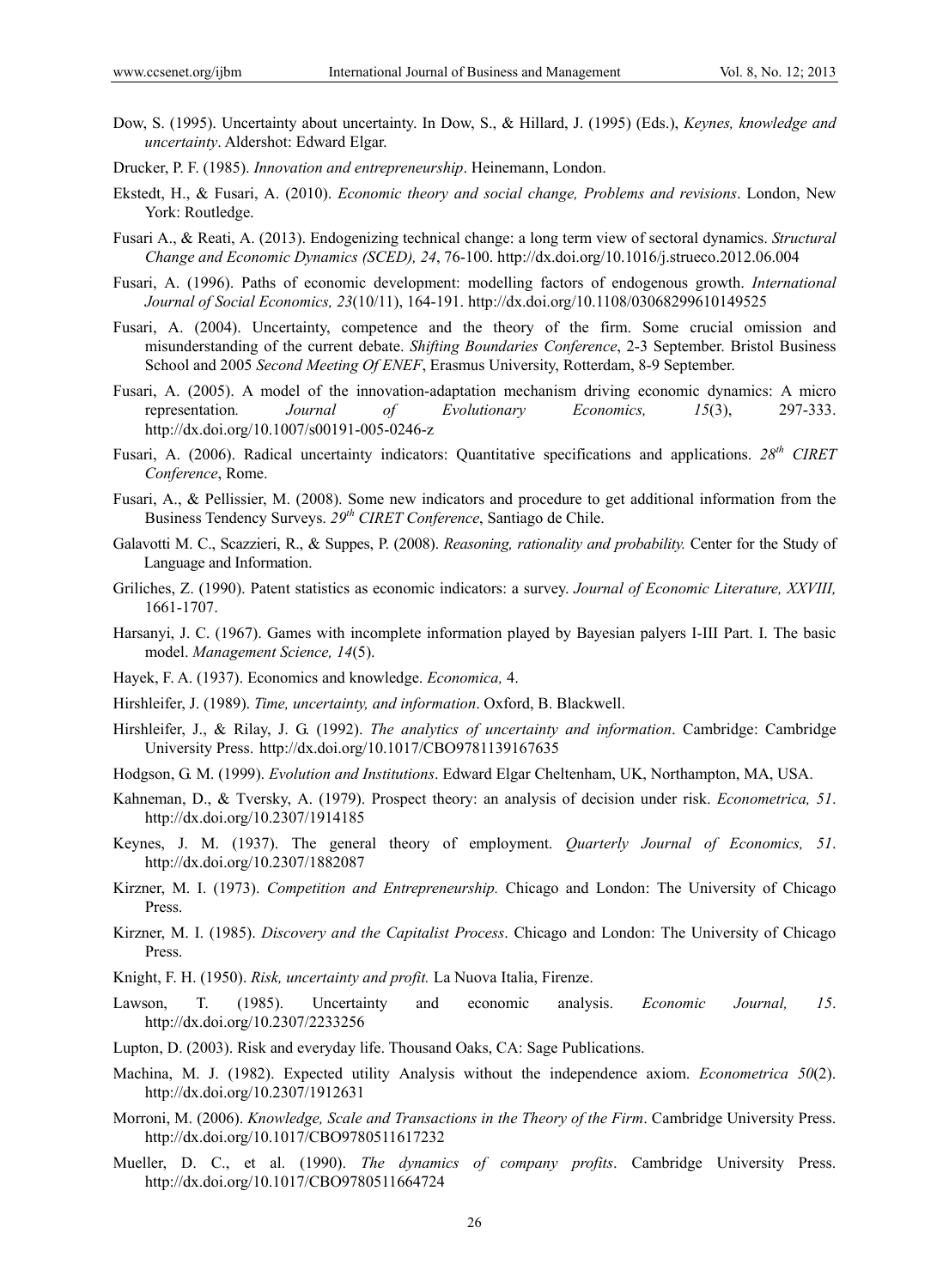Dow, S. (1995). Uncertainty about uncertainty. In Dow, S., & Hillard, J. (1995) (Eds.), *Keynes, knowledge and uncertainty*. Aldershot: Edward Elgar.

Drucker, P. F. (1985). *Innovation and entrepreneurship*. Heinemann, London.

Ekstedt, H., & Fusari, A. (2010). *Economic theory and social change, Problems and revisions*. London, New York: Routledge.

Fusari A., & Reati, A. (2013). Endogenizing technical change: a long term view of sectoral dynamics. *Structural Change and Economic Dynamics (SCED), 24*, 76-100. http://dx.doi.org/10.1016/j.strueco.2012.06.004

Fusari, A. (1996). Paths of economic development: modelling factors of endogenous growth. *International Journal of Social Economics, 23*(10/11), 164-191. http://dx.doi.org/10.1108/03068299610149525

Fusari, A. (2004). Uncertainty, competence and the theory of the firm. Some crucial omission and misunderstanding of the current debate. *Shifting Boundaries Conference*, 2-3 September. Bristol Business School and 2005 *Second Meeting Of ENEF*, Erasmus University, Rotterdam, 8-9 September.

Fusari, A. (2005). A model of the innovation-adaptation mechanism driving economic dynamics: A micro representation. *Journal of Evolutionary Economics, 15*(3), 297-333. http://dx.doi.org/10.1007/s00191-005-0246-z

Fusari, A. (2006). Radical uncertainty indicators: Quantitative specifications and applications. *28th CIRET Conference*, Rome.

Fusari, A., & Pellissier, M. (2008). Some new indicators and procedure to get additional information from the Business Tendency Surveys. *29th CIRET Conference*, Santiago de Chile.

Galavotti M. C., Scazzieri, R., & Suppes, P. (2008). *Reasoning, rationality and probability.* Center for the Study of Language and Information.

Griliches, Z. (1990). Patent statistics as economic indicators: a survey. *Journal of Economic Literature, XXVIII,* 1661-1707.

Harsanyi, J. C. (1967). Games with incomplete information played by Bayesian palyers I-III Part. I. The basic model. *Management Science, 14*(5).

Hayek, F. A. (1937). Economics and knowledge. *Economica,* 4.

Hirshleifer, J. (1989). *Time, uncertainty, and information*. Oxford, B. Blackwell.

Hirshleifer, J., & Rilay, J. G. (1992). *The analytics of uncertainty and information*. Cambridge: Cambridge University Press. http://dx.doi.org/10.1017/CBO9781139167635

Hodgson, G. M. (1999). *Evolution and Institutions*. Edward Elgar Cheltenham, UK, Northampton, MA, USA.

Kahneman, D., & Tversky, A. (1979). Prospect theory: an analysis of decision under risk. *Econometrica, 51*. http://dx.doi.org/10.2307/1914185

Keynes, J. M. (1937). The general theory of employment. *Quarterly Journal of Economics, 51*. http://dx.doi.org/10.2307/1882087

Kirzner, M. I. (1973). *Competition and Entrepreneurship.* Chicago and London: The University of Chicago Press.

Kirzner, M. I. (1985). *Discovery and the Capitalist Process*. Chicago and London: The University of Chicago Press.

Knight, F. H. (1950). *Risk, uncertainty and profit.* La Nuova Italia, Firenze.

Lawson, T. (1985). Uncertainty and economic analysis. *Economic Journal, 15*. http://dx.doi.org/10.2307/2233256

Lupton, D. (2003). Risk and everyday life. Thousand Oaks, CA: Sage Publications.

Machina, M. J. (1982). Expected utility Analysis without the independence axiom. *Econometrica 50*(2). http://dx.doi.org/10.2307/1912631

Morroni, M. (2006). *Knowledge, Scale and Transactions in the Theory of the Firm*. Cambridge University Press. http://dx.doi.org/10.1017/CBO9780511617232

Mueller, D. C., et al. (1990). *The dynamics of company profits*. Cambridge University Press. http://dx.doi.org/10.1017/CBO9780511664724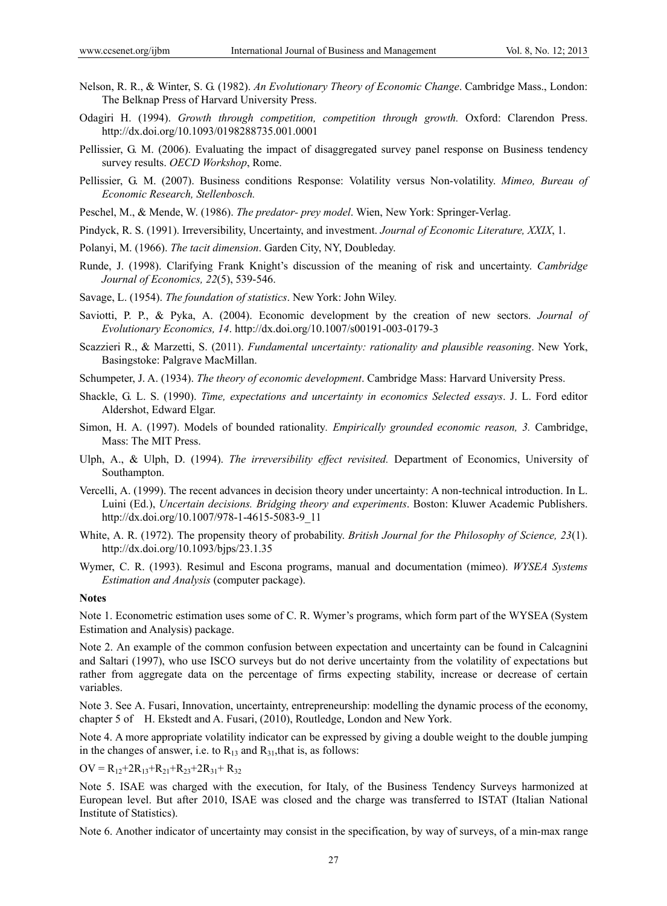Nelson, R. R., & Winter, S. G. (1982). *An Evolutionary Theory of Economic Change*. Cambridge Mass., London: The Belknap Press of Harvard University Press.

Odagiri H. (1994). *Growth through competition, competition through growth.* Oxford: Clarendon Press. http://dx.doi.org/10.1093/0198288735.001.0001

Pellissier, G. M. (2006). Evaluating the impact of disaggregated survey panel response on Business tendency survey results. *OECD Workshop*, Rome.

Pellissier, G. M. (2007). Business conditions Response: Volatility versus Non-volatility. *Mimeo, Bureau of Economic Research, Stellenbosch.*

Peschel, M., & Mende, W. (1986). *The predator- prey model*. Wien, New York: Springer-Verlag.

Pindyck, R. S. (1991). Irreversibility, Uncertainty, and investment. *Journal of Economic Literature, XXIX*, 1.

Polanyi, M. (1966). *The tacit dimension*. Garden City, NY, Doubleday.

Runde, J. (1998). Clarifying Frank Knight's discussion of the meaning of risk and uncertainty. *Cambridge Journal of Economics, 22*(5), 539-546.

Savage, L. (1954). *The foundation of statistics*. New York: John Wiley.

Saviotti, P. P., & Pyka, A. (2004). Economic development by the creation of new sectors. *Journal of Evolutionary Economics, 14*. http://dx.doi.org/10.1007/s00191-003-0179-3

Scazzieri R., & Marzetti, S. (2011). *Fundamental uncertainty: rationality and plausible reasoning*. New York, Basingstoke: Palgrave MacMillan.

Schumpeter, J. A. (1934). *The theory of economic development*. Cambridge Mass: Harvard University Press.

Shackle, G. L. S. (1990). *Time, expectations and uncertainty in economics Selected essays*. J. L. Ford editor Aldershot, Edward Elgar.

Simon, H. A. (1997). Models of bounded rationality. *Empirically grounded economic reason, 3.* Cambridge, Mass: The MIT Press.

Ulph, A., & Ulph, D. (1994). *The irreversibility effect revisited.* Department of Economics, University of Southampton.

Vercelli, A. (1999). The recent advances in decision theory under uncertainty: A non-technical introduction. In L. Luini (Ed.), *Uncertain decisions. Bridging theory and experiments*. Boston: Kluwer Academic Publishers. http://dx.doi.org/10.1007/978-1-4615-5083-9_11

White, A. R. (1972). The propensity theory of probability. *British Journal for the Philosophy of Science, 23*(1). http://dx.doi.org/10.1093/bjps/23.1.35

Wymer, C. R. (1993). Resimul and Escona programs, manual and documentation (mimeo). *WYSEA Systems Estimation and Analysis* (computer package).

**Notes**

Note 1. Econometric estimation uses some of C. R. Wymer's programs, which form part of the WYSEA (System Estimation and Analysis) package.

Note 2. An example of the common confusion between expectation and uncertainty can be found in Calcagnini and Saltari (1997), who use ISCO surveys but do not derive uncertainty from the volatility of expectations but rather from aggregate data on the percentage of firms expecting stability, increase or decrease of certain variables.

Note 3. See A. Fusari, Innovation, uncertainty, entrepreneurship: modelling the dynamic process of the economy, chapter 5 of H. Ekstedt and A. Fusari, (2010), Routledge, London and New York.

Note 4. A more appropriate volatility indicator can be expressed by giving a double weight to the double jumping in the changes of answer, i.e. to $R_{13}$ and $R_{31}$,that is, as follows:

$$OV = R_{12}+2R_{13}+R_{21}+R_{23}+2R_{31}+ R_{32}$$

Note 5. ISAE was charged with the execution, for Italy, of the Business Tendency Surveys harmonized at European level. But after 2010, ISAE was closed and the charge was transferred to ISTAT (Italian National Institute of Statistics).

Note 6. Another indicator of uncertainty may consist in the specification, by way of surveys, of a min-max range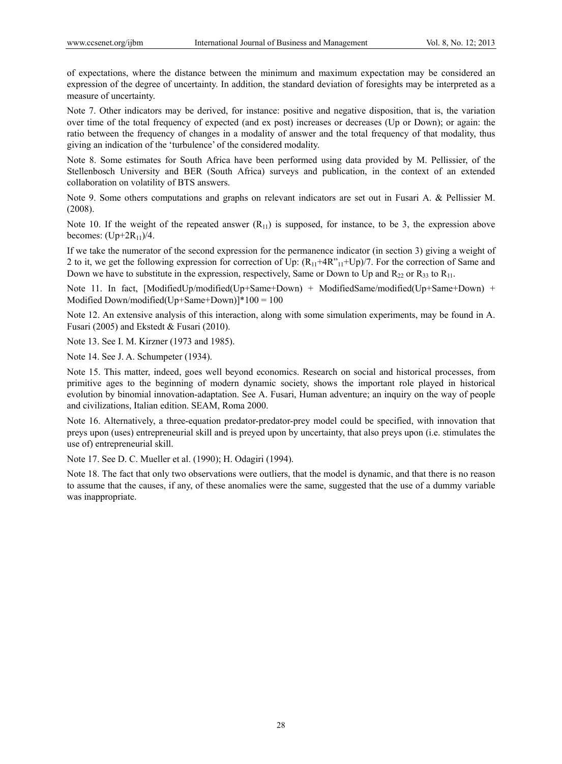of expectations, where the distance between the minimum and maximum expectation may be considered an expression of the degree of uncertainty. In addition, the standard deviation of foresights may be interpreted as a measure of uncertainty.

Note 7. Other indicators may be derived, for instance: positive and negative disposition, that is, the variation over time of the total frequency of expected (and ex post) increases or decreases (Up or Down); or again: the ratio between the frequency of changes in a modality of answer and the total frequency of that modality, thus giving an indication of the 'turbulence' of the considered modality.

Note 8. Some estimates for South Africa have been performed using data provided by M. Pellissier, of the Stellenbosch University and BER (South Africa) surveys and publication, in the context of an extended collaboration on volatility of BTS answers.

Note 9. Some others computations and graphs on relevant indicators are set out in Fusari A. & Pellissier M. (2008).

Note 10. If the weight of the repeated answer ($R_{11}$) is supposed, for instance, to be 3, the expression above becomes: $(Up+2R_{11})/4$.

If we take the numerator of the second expression for the permanence indicator (in section 3) giving a weight of 2 to it, we get the following expression for correction of Up: $(R_{11}+4R''_{11}+Up)/7$. For the correction of Same and Down we have to substitute in the expression, respectively, Same or Down to Up and $R_{22}$ or $R_{33}$ to $R_{11}$.

Note 11. In fact, [ModifiedUp/modified(Up+Same+Down) + ModifiedSame/modified(Up+Same+Down) + Modified Down/modified(Up+Same+Down)]*100 = 100

Note 12. An extensive analysis of this interaction, along with some simulation experiments, may be found in A. Fusari (2005) and Ekstedt & Fusari (2010).

Note 13. See I. M. Kirzner (1973 and 1985).

Note 14. See J. A. Schumpeter (1934).

Note 15. This matter, indeed, goes well beyond economics. Research on social and historical processes, from primitive ages to the beginning of modern dynamic society, shows the important role played in historical evolution by binomial innovation-adaptation. See A. Fusari, Human adventure; an inquiry on the way of people and civilizations, Italian edition. SEAM, Roma 2000.

Note 16. Alternatively, a three-equation predator-predator-prey model could be specified, with innovation that preys upon (uses) entrepreneurial skill and is preyed upon by uncertainty, that also preys upon (i.e. stimulates the use of) entrepreneurial skill.

Note 17. See D. C. Mueller et al. (1990); H. Odagiri (1994).

Note 18. The fact that only two observations were outliers, that the model is dynamic, and that there is no reason to assume that the causes, if any, of these anomalies were the same, suggested that the use of a dummy variable was inappropriate.